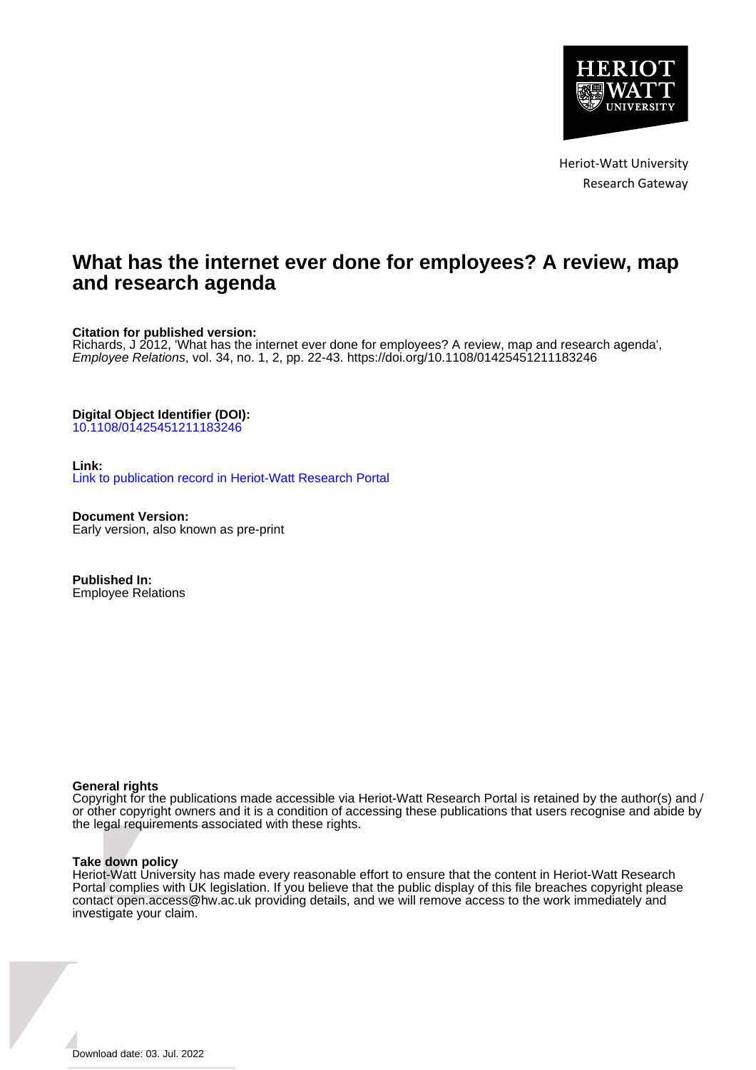Heriot-Watt University
Research Gateway

# What has the internet ever done for employees? A review, map and research agenda

**Citation for published version:**
Richards, J 2012, 'What has the internet ever done for employees? A review, map and research agenda', *Employee Relations*, vol. 34, no. 1, 2, pp. 22-43. https://doi.org/10.1108/01425451211183246

**Digital Object Identifier (DOI):**
10.1108/01425451211183246

**Link:**
Link to publication record in Heriot-Watt Research Portal

**Document Version:**
Early version, also known as pre-print

**Published In:**
Employee Relations

**General rights**
Copyright for the publications made accessible via Heriot-Watt Research Portal is retained by the author(s) and / or other copyright owners and it is a condition of accessing these publications that users recognise and abide by the legal requirements associated with these rights.

**Take down policy**
Heriot-Watt University has made every reasonable effort to ensure that the content in Heriot-Watt Research Portal complies with UK legislation. If you believe that the public display of this file breaches copyright please contact open.access@hw.ac.uk providing details, and we will remove access to the work immediately and investigate your claim.

Download date: 03. Jul. 2022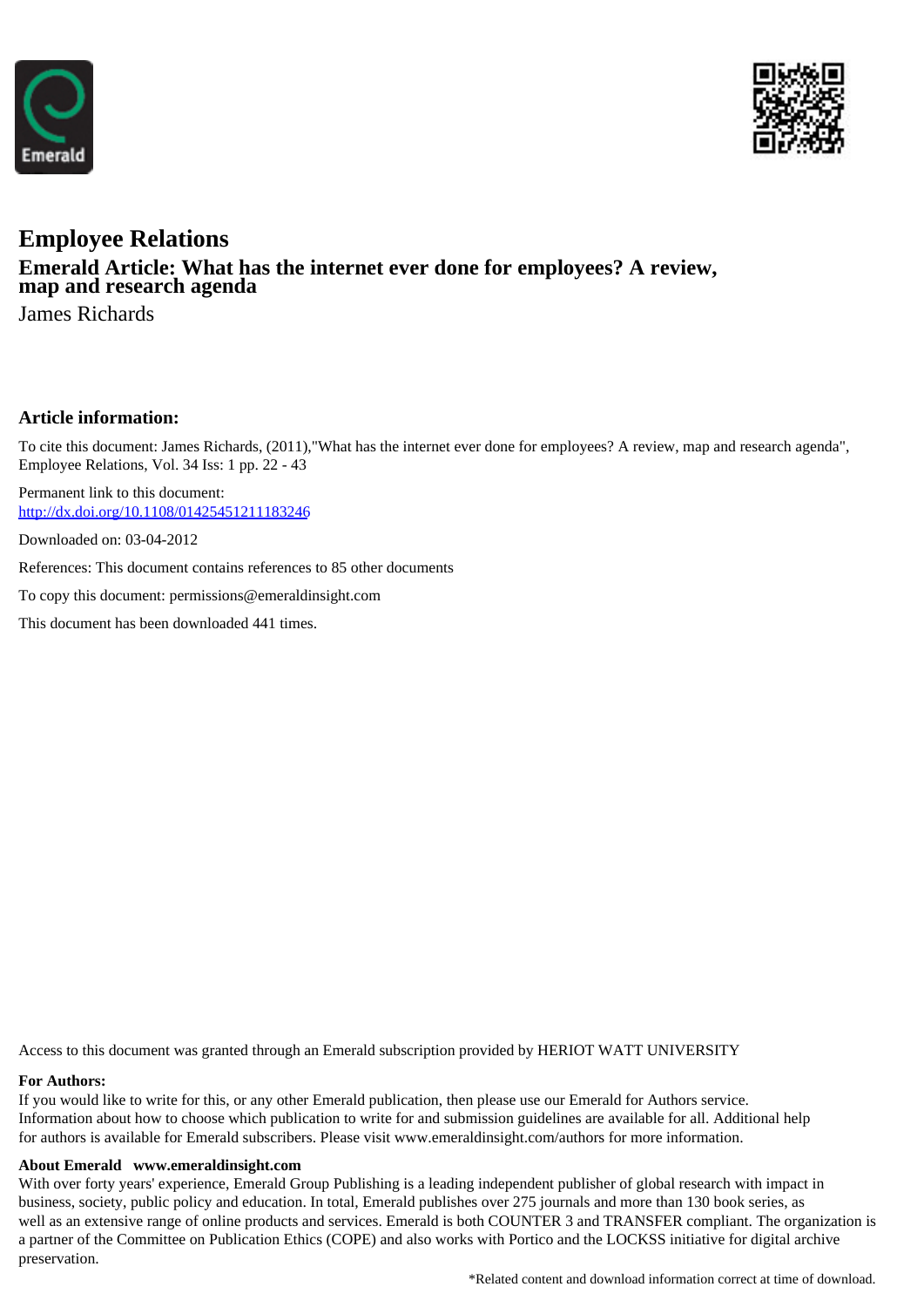# Employee Relations

## Emerald Article: What has the internet ever done for employees? A review, map and research agenda

James Richards

### Article information:

To cite this document: James Richards, (2011),"What has the internet ever done for employees? A review, map and research agenda", Employee Relations, Vol. 34 Iss: 1 pp. 22 - 43

Permanent link to this document:
http://dx.doi.org/10.1108/01425451211183246

Downloaded on: 03-04-2012

References: This document contains references to 85 other documents

To copy this document: permissions@emeraldinsight.com

This document has been downloaded 441 times.

Access to this document was granted through an Emerald subscription provided by HERIOT WATT UNIVERSITY

**For Authors:**

If you would like to write for this, or any other Emerald publication, then please use our Emerald for Authors service. Information about how to choose which publication to write for and submission guidelines are available for all. Additional help for authors is available for Emerald subscribers. Please visit www.emeraldinsight.com/authors for more information.

**About Emerald www.emeraldinsight.com**

With over forty years' experience, Emerald Group Publishing is a leading independent publisher of global research with impact in business, society, public policy and education. In total, Emerald publishes over 275 journals and more than 130 book series, as well as an extensive range of online products and services. Emerald is both COUNTER 3 and TRANSFER compliant. The organization is a partner of the Committee on Publication Ethics (COPE) and also works with Portico and the LOCKSS initiative for digital archive preservation.

*Related content and download information correct at time of download.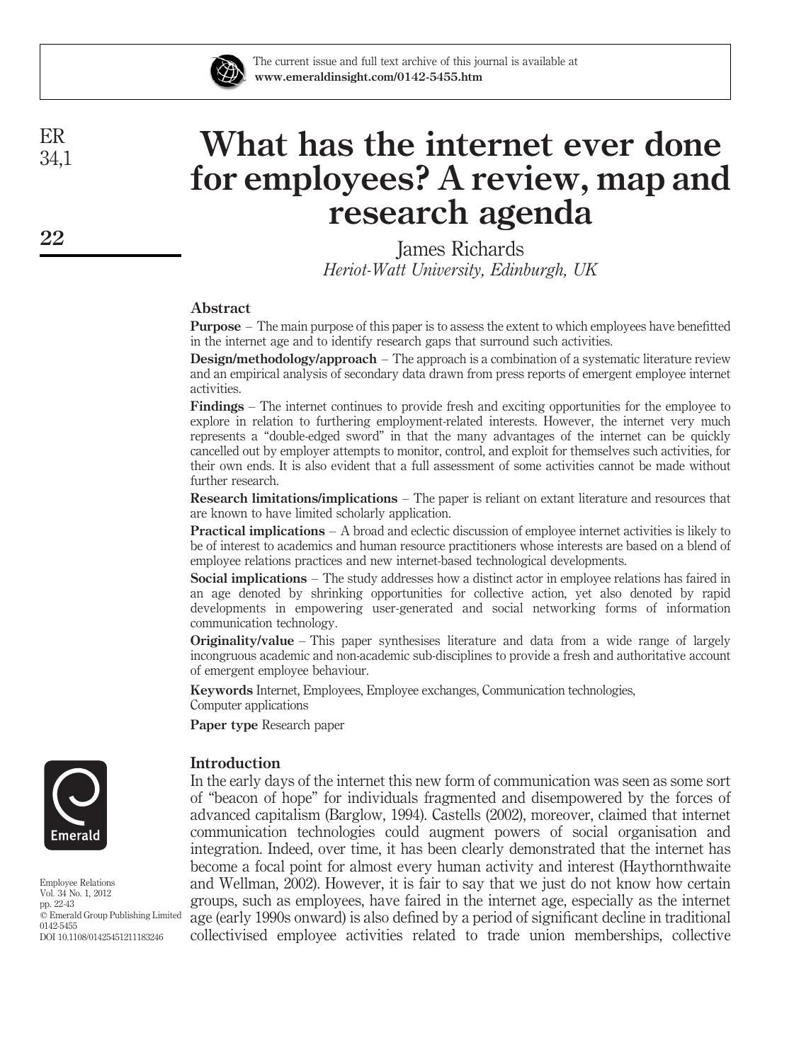# What has the internet ever done for employees? A review, map and research agenda

James Richards

*Heriot-Watt University, Edinburgh, UK*

## Abstract

**Purpose** – The main purpose of this paper is to assess the extent to which employees have benefitted in the internet age and to identify research gaps that surround such activities.

**Design/methodology/approach** – The approach is a combination of a systematic literature review and an empirical analysis of secondary data drawn from press reports of emergent employee internet activities.

**Findings** – The internet continues to provide fresh and exciting opportunities for the employee to explore in relation to furthering employment-related interests. However, the internet very much represents a "double-edged sword" in that the many advantages of the internet can be quickly cancelled out by employer attempts to monitor, control, and exploit for themselves such activities, for their own ends. It is also evident that a full assessment of some activities cannot be made without further research.

**Research limitations/implications** – The paper is reliant on extant literature and resources that are known to have limited scholarly application.

**Practical implications** – A broad and eclectic discussion of employee internet activities is likely to be of interest to academics and human resource practitioners whose interests are based on a blend of employee relations practices and new internet-based technological developments.

**Social implications** – The study addresses how a distinct actor in employee relations has faired in an age denoted by shrinking opportunities for collective action, yet also denoted by rapid developments in empowering user-generated and social networking forms of information communication technology.

**Originality/value** – This paper synthesises literature and data from a wide range of largely incongruous academic and non-academic sub-disciplines to provide a fresh and authoritative account of emergent employee behaviour.

**Keywords** Internet, Employees, Employee exchanges, Communication technologies, Computer applications

**Paper type** Research paper

## Introduction

In the early days of the internet this new form of communication was seen as some sort of "beacon of hope" for individuals fragmented and disempowered by the forces of advanced capitalism (Barglow, 1994). Castells (2002), moreover, claimed that internet communication technologies could augment powers of social organisation and integration. Indeed, over time, it has been clearly demonstrated that the internet has become a focal point for almost every human activity and interest (Haythornthwaite and Wellman, 2002). However, it is fair to say that we just do not know how certain groups, such as employees, have faired in the internet age, especially as the internet age (early 1990s onward) is also defined by a period of significant decline in traditional collectivised employee activities related to trade union memberships, collective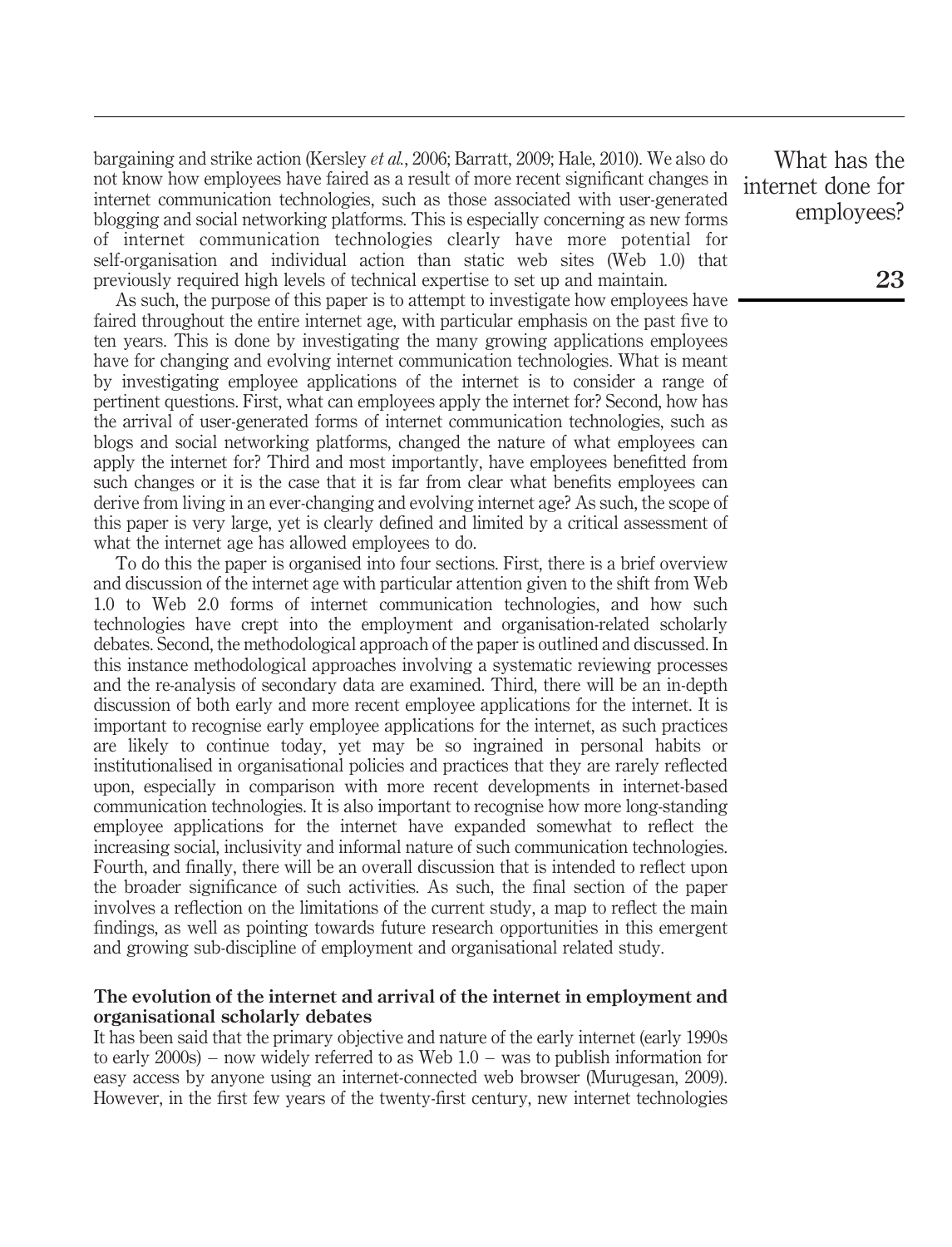bargaining and strike action (Kersley *et al.*, 2006; Barratt, 2009; Hale, 2010). We also do not know how employees have faired as a result of more recent significant changes in internet communication technologies, such as those associated with user-generated blogging and social networking platforms. This is especially concerning as new forms of internet communication technologies clearly have more potential for self-organisation and individual action than static web sites (Web 1.0) that previously required high levels of technical expertise to set up and maintain.

As such, the purpose of this paper is to attempt to investigate how employees have faired throughout the entire internet age, with particular emphasis on the past five to ten years. This is done by investigating the many growing applications employees have for changing and evolving internet communication technologies. What is meant by investigating employee applications of the internet is to consider a range of pertinent questions. First, what can employees apply the internet for? Second, how has the arrival of user-generated forms of internet communication technologies, such as blogs and social networking platforms, changed the nature of what employees can apply the internet for? Third and most importantly, have employees benefitted from such changes or it is the case that it is far from clear what benefits employees can derive from living in an ever-changing and evolving internet age? As such, the scope of this paper is very large, yet is clearly defined and limited by a critical assessment of what the internet age has allowed employees to do.

To do this the paper is organised into four sections. First, there is a brief overview and discussion of the internet age with particular attention given to the shift from Web 1.0 to Web 2.0 forms of internet communication technologies, and how such technologies have crept into the employment and organisation-related scholarly debates. Second, the methodological approach of the paper is outlined and discussed. In this instance methodological approaches involving a systematic reviewing processes and the re-analysis of secondary data are examined. Third, there will be an in-depth discussion of both early and more recent employee applications for the internet. It is important to recognise early employee applications for the internet, as such practices are likely to continue today, yet may be so ingrained in personal habits or institutionalised in organisational policies and practices that they are rarely reflected upon, especially in comparison with more recent developments in internet-based communication technologies. It is also important to recognise how more long-standing employee applications for the internet have expanded somewhat to reflect the increasing social, inclusivity and informal nature of such communication technologies. Fourth, and finally, there will be an overall discussion that is intended to reflect upon the broader significance of such activities. As such, the final section of the paper involves a reflection on the limitations of the current study, a map to reflect the main findings, as well as pointing towards future research opportunities in this emergent and growing sub-discipline of employment and organisational related study.

## The evolution of the internet and arrival of the internet in employment and organisational scholarly debates

It has been said that the primary objective and nature of the early internet (early 1990s to early 2000s) – now widely referred to as Web 1.0 – was to publish information for easy access by anyone using an internet-connected web browser (Murugesan, 2009). However, in the first few years of the twenty-first century, new internet technologies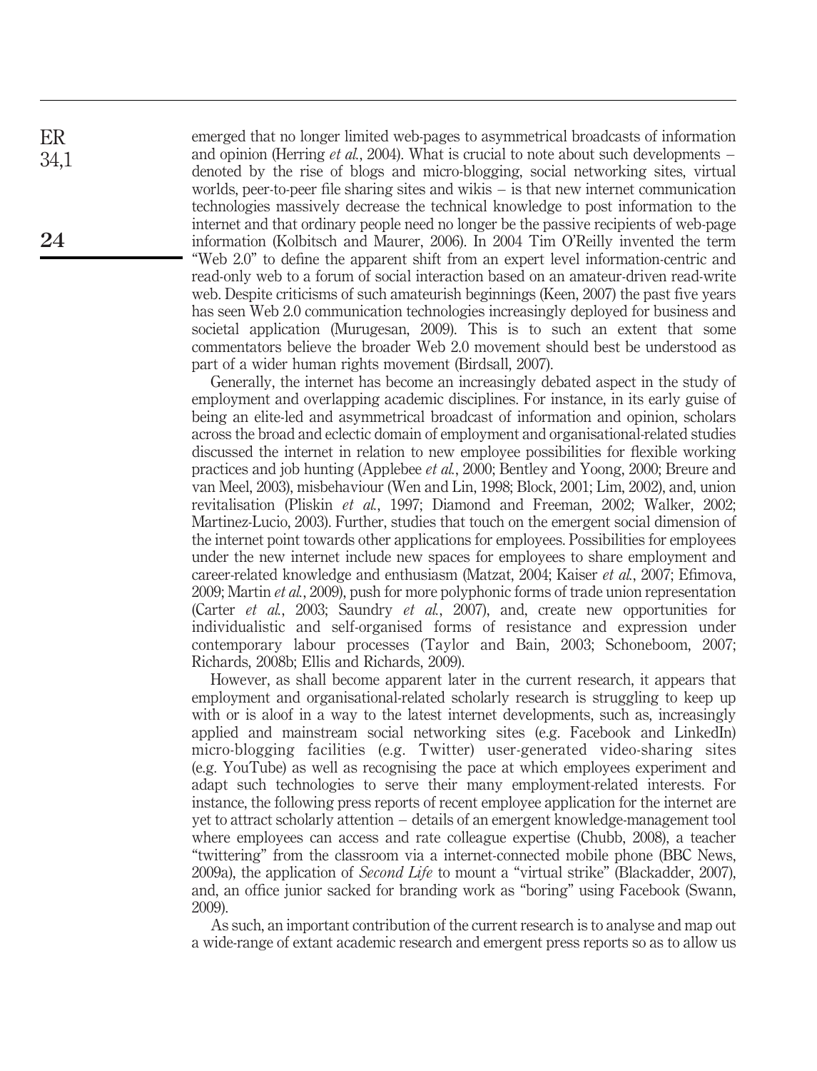emerged that no longer limited web-pages to asymmetrical broadcasts of information and opinion (Herring *et al.*, 2004). What is crucial to note about such developments – denoted by the rise of blogs and micro-blogging, social networking sites, virtual worlds, peer-to-peer file sharing sites and wikis – is that new internet communication technologies massively decrease the technical knowledge to post information to the internet and that ordinary people need no longer be the passive recipients of web-page information (Kolbitsch and Maurer, 2006). In 2004 Tim O'Reilly invented the term "Web 2.0" to define the apparent shift from an expert level information-centric and read-only web to a forum of social interaction based on an amateur-driven read-write web. Despite criticisms of such amateurish beginnings (Keen, 2007) the past five years has seen Web 2.0 communication technologies increasingly deployed for business and societal application (Murugesan, 2009). This is to such an extent that some commentators believe the broader Web 2.0 movement should best be understood as part of a wider human rights movement (Birdsall, 2007).

Generally, the internet has become an increasingly debated aspect in the study of employment and overlapping academic disciplines. For instance, in its early guise of being an elite-led and asymmetrical broadcast of information and opinion, scholars across the broad and eclectic domain of employment and organisational-related studies discussed the internet in relation to new employee possibilities for flexible working practices and job hunting (Applebee *et al.*, 2000; Bentley and Yoong, 2000; Breure and van Meel, 2003), misbehaviour (Wen and Lin, 1998; Block, 2001; Lim, 2002), and, union revitalisation (Pliskin *et al.*, 1997; Diamond and Freeman, 2002; Walker, 2002; Martinez-Lucio, 2003). Further, studies that touch on the emergent social dimension of the internet point towards other applications for employees. Possibilities for employees under the new internet include new spaces for employees to share employment and career-related knowledge and enthusiasm (Matzat, 2004; Kaiser *et al.*, 2007; Efimova, 2009; Martin *et al.*, 2009), push for more polyphonic forms of trade union representation (Carter *et al.*, 2003; Saundry *et al.*, 2007), and, create new opportunities for individualistic and self-organised forms of resistance and expression under contemporary labour processes (Taylor and Bain, 2003; Schoneboom, 2007; Richards, 2008b; Ellis and Richards, 2009).

However, as shall become apparent later in the current research, it appears that employment and organisational-related scholarly research is struggling to keep up with or is aloof in a way to the latest internet developments, such as, increasingly applied and mainstream social networking sites (e.g. Facebook and LinkedIn) micro-blogging facilities (e.g. Twitter) user-generated video-sharing sites (e.g. YouTube) as well as recognising the pace at which employees experiment and adapt such technologies to serve their many employment-related interests. For instance, the following press reports of recent employee application for the internet are yet to attract scholarly attention – details of an emergent knowledge-management tool where employees can access and rate colleague expertise (Chubb, 2008), a teacher "twittering" from the classroom via a internet-connected mobile phone (BBC News, 2009a), the application of *Second Life* to mount a "virtual strike" (Blackadder, 2007), and, an office junior sacked for branding work as "boring" using Facebook (Swann, 2009).

As such, an important contribution of the current research is to analyse and map out a wide-range of extant academic research and emergent press reports so as to allow us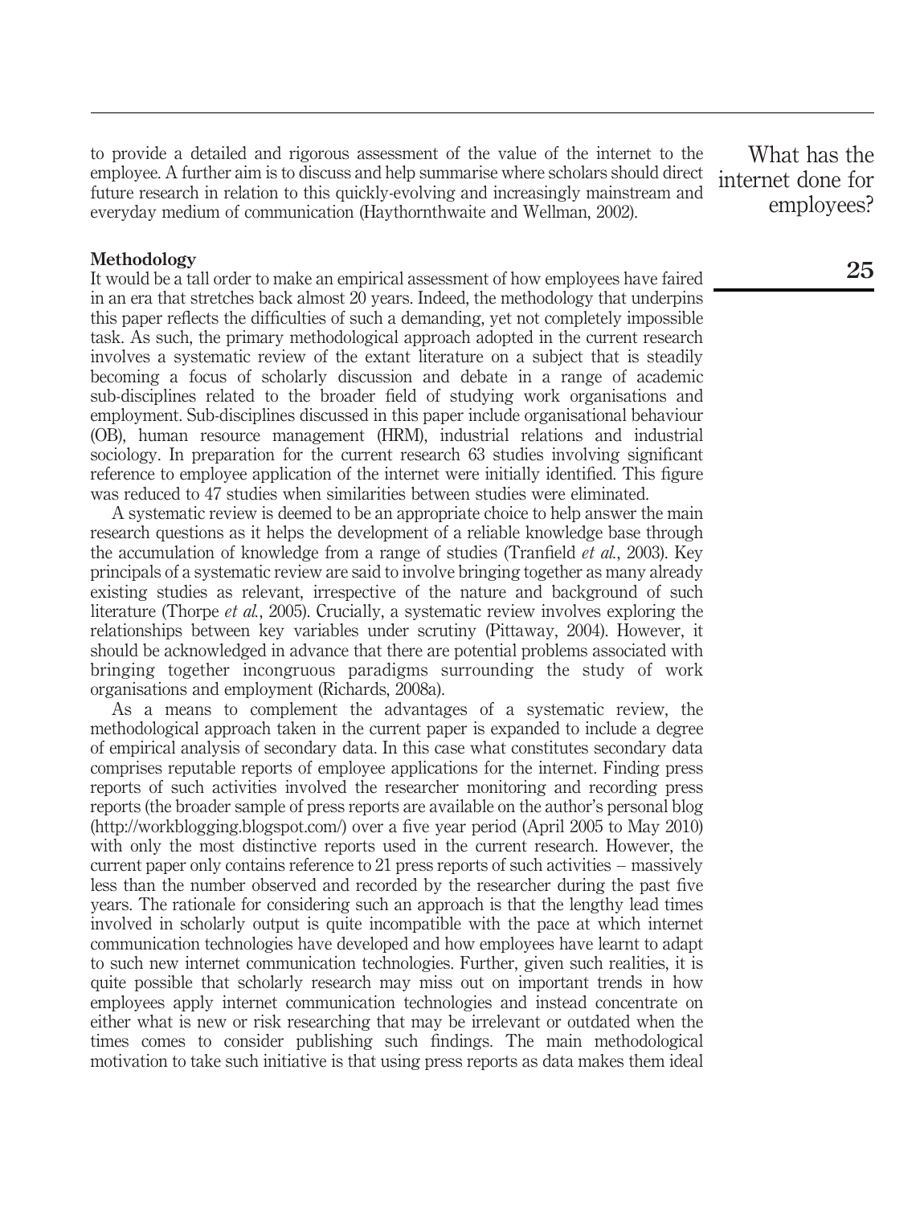to provide a detailed and rigorous assessment of the value of the internet to the employee. A further aim is to discuss and help summarise where scholars should direct future research in relation to this quickly-evolving and increasingly mainstream and everyday medium of communication (Haythornthwaite and Wellman, 2002).

## Methodology

It would be a tall order to make an empirical assessment of how employees have faired in an era that stretches back almost 20 years. Indeed, the methodology that underpins this paper reflects the difficulties of such a demanding, yet not completely impossible task. As such, the primary methodological approach adopted in the current research involves a systematic review of the extant literature on a subject that is steadily becoming a focus of scholarly discussion and debate in a range of academic sub-disciplines related to the broader field of studying work organisations and employment. Sub-disciplines discussed in this paper include organisational behaviour (OB), human resource management (HRM), industrial relations and industrial sociology. In preparation for the current research 63 studies involving significant reference to employee application of the internet were initially identified. This figure was reduced to 47 studies when similarities between studies were eliminated.

A systematic review is deemed to be an appropriate choice to help answer the main research questions as it helps the development of a reliable knowledge base through the accumulation of knowledge from a range of studies (Tranfield *et al.*, 2003). Key principals of a systematic review are said to involve bringing together as many already existing studies as relevant, irrespective of the nature and background of such literature (Thorpe *et al.*, 2005). Crucially, a systematic review involves exploring the relationships between key variables under scrutiny (Pittaway, 2004). However, it should be acknowledged in advance that there are potential problems associated with bringing together incongruous paradigms surrounding the study of work organisations and employment (Richards, 2008a).

As a means to complement the advantages of a systematic review, the methodological approach taken in the current paper is expanded to include a degree of empirical analysis of secondary data. In this case what constitutes secondary data comprises reputable reports of employee applications for the internet. Finding press reports of such activities involved the researcher monitoring and recording press reports (the broader sample of press reports are available on the author's personal blog (http://workblogging.blogspot.com/) over a five year period (April 2005 to May 2010) with only the most distinctive reports used in the current research. However, the current paper only contains reference to 21 press reports of such activities – massively less than the number observed and recorded by the researcher during the past five years. The rationale for considering such an approach is that the lengthy lead times involved in scholarly output is quite incompatible with the pace at which internet communication technologies have developed and how employees have learnt to adapt to such new internet communication technologies. Further, given such realities, it is quite possible that scholarly research may miss out on important trends in how employees apply internet communication technologies and instead concentrate on either what is new or risk researching that may be irrelevant or outdated when the times comes to consider publishing such findings. The main methodological motivation to take such initiative is that using press reports as data makes them ideal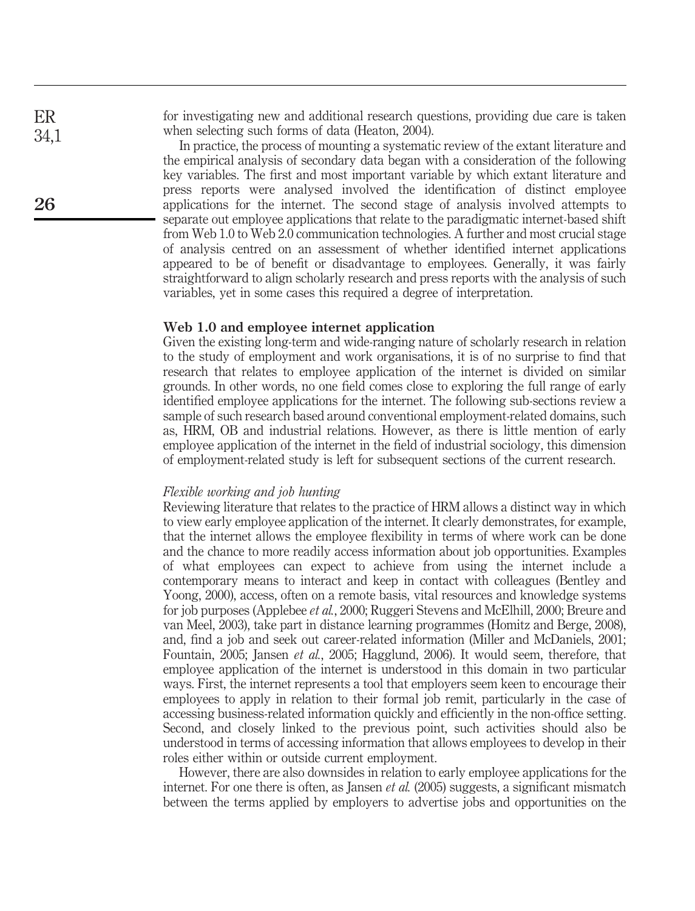for investigating new and additional research questions, providing due care is taken when selecting such forms of data (Heaton, 2004).

In practice, the process of mounting a systematic review of the extant literature and the empirical analysis of secondary data began with a consideration of the following key variables. The first and most important variable by which extant literature and press reports were analysed involved the identification of distinct employee applications for the internet. The second stage of analysis involved attempts to separate out employee applications that relate to the paradigmatic internet-based shift from Web 1.0 to Web 2.0 communication technologies. A further and most crucial stage of analysis centred on an assessment of whether identified internet applications appeared to be of benefit or disadvantage to employees. Generally, it was fairly straightforward to align scholarly research and press reports with the analysis of such variables, yet in some cases this required a degree of interpretation.

## Web 1.0 and employee internet application

Given the existing long-term and wide-ranging nature of scholarly research in relation to the study of employment and work organisations, it is of no surprise to find that research that relates to employee application of the internet is divided on similar grounds. In other words, no one field comes close to exploring the full range of early identified employee applications for the internet. The following sub-sections review a sample of such research based around conventional employment-related domains, such as, HRM, OB and industrial relations. However, as there is little mention of early employee application of the internet in the field of industrial sociology, this dimension of employment-related study is left for subsequent sections of the current research.

### *Flexible working and job hunting*

Reviewing literature that relates to the practice of HRM allows a distinct way in which to view early employee application of the internet. It clearly demonstrates, for example, that the internet allows the employee flexibility in terms of where work can be done and the chance to more readily access information about job opportunities. Examples of what employees can expect to achieve from using the internet include a contemporary means to interact and keep in contact with colleagues (Bentley and Yoong, 2000), access, often on a remote basis, vital resources and knowledge systems for job purposes (Applebee *et al.*, 2000; Ruggeri Stevens and McElhill, 2000; Breure and van Meel, 2003), take part in distance learning programmes (Homitz and Berge, 2008), and, find a job and seek out career-related information (Miller and McDaniels, 2001; Fountain, 2005; Jansen *et al.*, 2005; Hagglund, 2006). It would seem, therefore, that employee application of the internet is understood in this domain in two particular ways. First, the internet represents a tool that employers seem keen to encourage their employees to apply in relation to their formal job remit, particularly in the case of accessing business-related information quickly and efficiently in the non-office setting. Second, and closely linked to the previous point, such activities should also be understood in terms of accessing information that allows employees to develop in their roles either within or outside current employment.

However, there are also downsides in relation to early employee applications for the internet. For one there is often, as Jansen *et al.* (2005) suggests, a significant mismatch between the terms applied by employers to advertise jobs and opportunities on the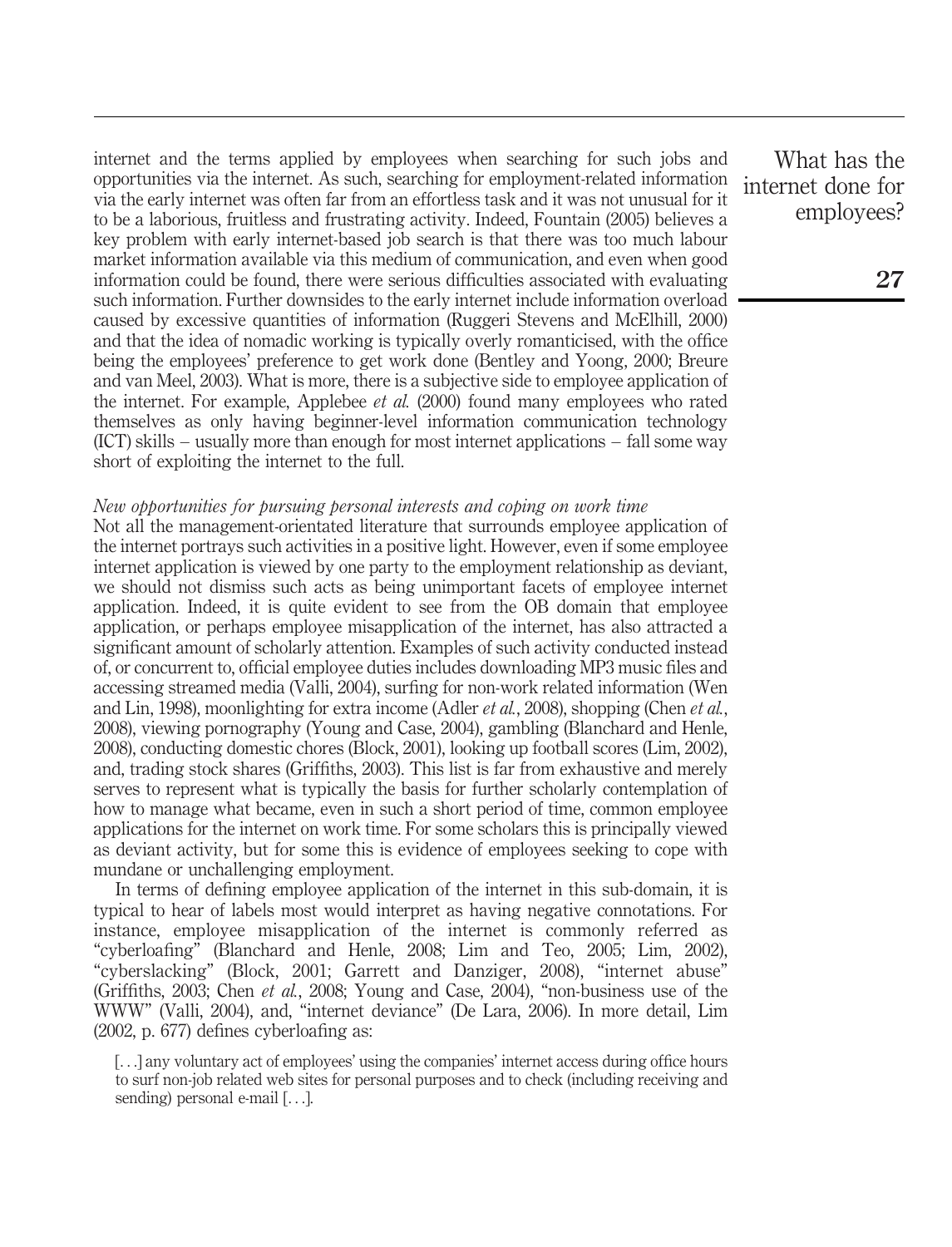internet and the terms applied by employees when searching for such jobs and opportunities via the internet. As such, searching for employment-related information via the early internet was often far from an effortless task and it was not unusual for it to be a laborious, fruitless and frustrating activity. Indeed, Fountain (2005) believes a key problem with early internet-based job search is that there was too much labour market information available via this medium of communication, and even when good information could be found, there were serious difficulties associated with evaluating such information. Further downsides to the early internet include information overload caused by excessive quantities of information (Ruggeri Stevens and McElhill, 2000) and that the idea of nomadic working is typically overly romanticised, with the office being the employees' preference to get work done (Bentley and Yoong, 2000; Breure and van Meel, 2003). What is more, there is a subjective side to employee application of the internet. For example, Applebee *et al.* (2000) found many employees who rated themselves as only having beginner-level information communication technology (ICT) skills – usually more than enough for most internet applications – fall some way short of exploiting the internet to the full.

*New opportunities for pursuing personal interests and coping on work time*

Not all the management-orientated literature that surrounds employee application of the internet portrays such activities in a positive light. However, even if some employee internet application is viewed by one party to the employment relationship as deviant, we should not dismiss such acts as being unimportant facets of employee internet application. Indeed, it is quite evident to see from the OB domain that employee application, or perhaps employee misapplication of the internet, has also attracted a significant amount of scholarly attention. Examples of such activity conducted instead of, or concurrent to, official employee duties includes downloading MP3 music files and accessing streamed media (Valli, 2004), surfing for non-work related information (Wen and Lin, 1998), moonlighting for extra income (Adler *et al.*, 2008), shopping (Chen *et al.*, 2008), viewing pornography (Young and Case, 2004), gambling (Blanchard and Henle, 2008), conducting domestic chores (Block, 2001), looking up football scores (Lim, 2002), and, trading stock shares (Griffiths, 2003). This list is far from exhaustive and merely serves to represent what is typically the basis for further scholarly contemplation of how to manage what became, even in such a short period of time, common employee applications for the internet on work time. For some scholars this is principally viewed as deviant activity, but for some this is evidence of employees seeking to cope with mundane or unchallenging employment.

In terms of defining employee application of the internet in this sub-domain, it is typical to hear of labels most would interpret as having negative connotations. For instance, employee misapplication of the internet is commonly referred as "cyberloafing" (Blanchard and Henle, 2008; Lim and Teo, 2005; Lim, 2002), "cyberslacking" (Block, 2001; Garrett and Danziger, 2008), "internet abuse" (Griffiths, 2003; Chen *et al.*, 2008; Young and Case, 2004), "non-business use of the WWW" (Valli, 2004), and, "internet deviance" (De Lara, 2006). In more detail, Lim (2002, p. 677) defines cyberloafing as:

> [. . .] any voluntary act of employees' using the companies' internet access during office hours to surf non-job related web sites for personal purposes and to check (including receiving and sending) personal e-mail [. . .].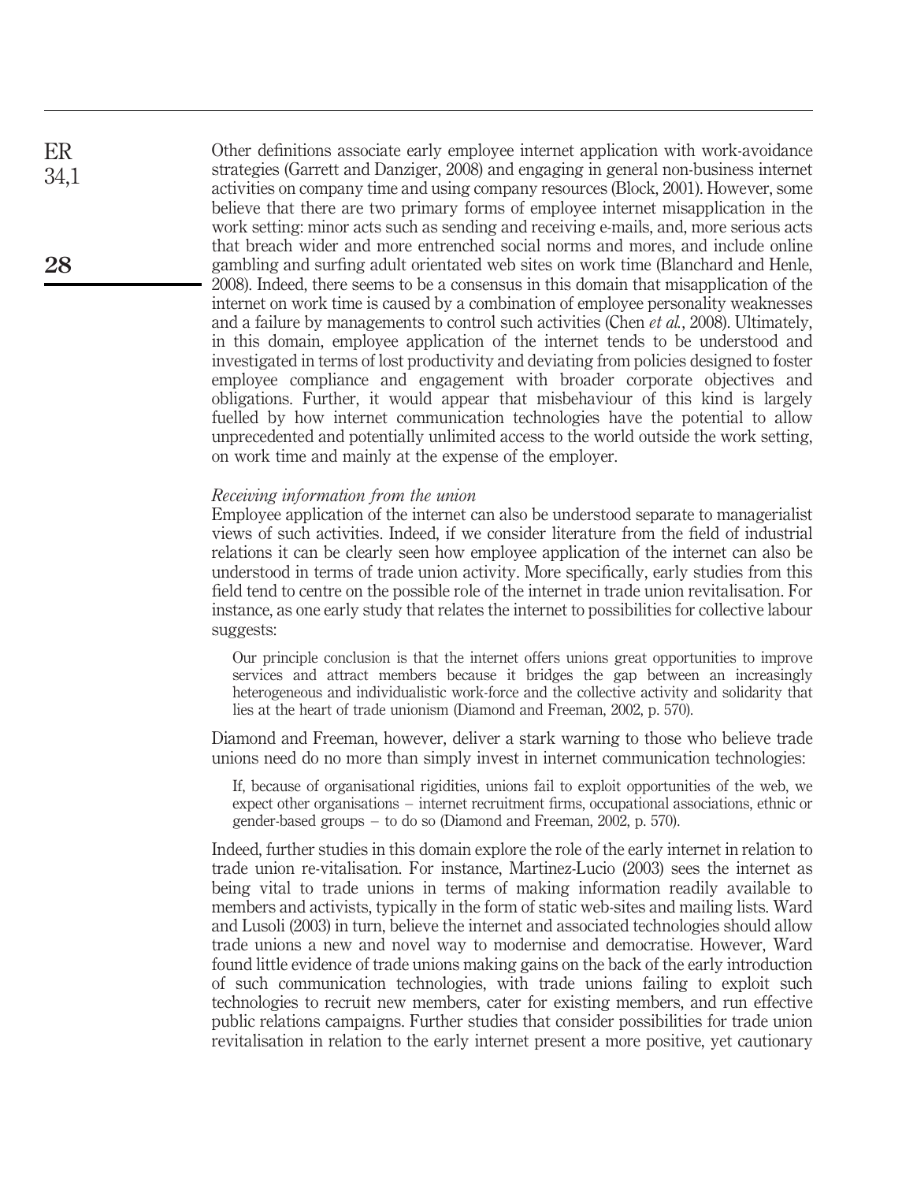Other definitions associate early employee internet application with work-avoidance strategies (Garrett and Danziger, 2008) and engaging in general non-business internet activities on company time and using company resources (Block, 2001). However, some believe that there are two primary forms of employee internet misapplication in the work setting: minor acts such as sending and receiving e-mails, and, more serious acts that breach wider and more entrenched social norms and mores, and include online gambling and surfing adult orientated web sites on work time (Blanchard and Henle, 2008). Indeed, there seems to be a consensus in this domain that misapplication of the internet on work time is caused by a combination of employee personality weaknesses and a failure by managements to control such activities (Chen *et al.*, 2008). Ultimately, in this domain, employee application of the internet tends to be understood and investigated in terms of lost productivity and deviating from policies designed to foster employee compliance and engagement with broader corporate objectives and obligations. Further, it would appear that misbehaviour of this kind is largely fuelled by how internet communication technologies have the potential to allow unprecedented and potentially unlimited access to the world outside the work setting, on work time and mainly at the expense of the employer.

### *Receiving information from the union*

Employee application of the internet can also be understood separate to managerialist views of such activities. Indeed, if we consider literature from the field of industrial relations it can be clearly seen how employee application of the internet can also be understood in terms of trade union activity. More specifically, early studies from this field tend to centre on the possible role of the internet in trade union revitalisation. For instance, as one early study that relates the internet to possibilities for collective labour suggests:

> Our principle conclusion is that the internet offers unions great opportunities to improve services and attract members because it bridges the gap between an increasingly heterogeneous and individualistic work-force and the collective activity and solidarity that lies at the heart of trade unionism (Diamond and Freeman, 2002, p. 570).

Diamond and Freeman, however, deliver a stark warning to those who believe trade unions need do no more than simply invest in internet communication technologies:

> If, because of organisational rigidities, unions fail to exploit opportunities of the web, we expect other organisations – internet recruitment firms, occupational associations, ethnic or gender-based groups – to do so (Diamond and Freeman, 2002, p. 570).

Indeed, further studies in this domain explore the role of the early internet in relation to trade union re-vitalisation. For instance, Martinez-Lucio (2003) sees the internet as being vital to trade unions in terms of making information readily available to members and activists, typically in the form of static web-sites and mailing lists. Ward and Lusoli (2003) in turn, believe the internet and associated technologies should allow trade unions a new and novel way to modernise and democratise. However, Ward found little evidence of trade unions making gains on the back of the early introduction of such communication technologies, with trade unions failing to exploit such technologies to recruit new members, cater for existing members, and run effective public relations campaigns. Further studies that consider possibilities for trade union revitalisation in relation to the early internet present a more positive, yet cautionary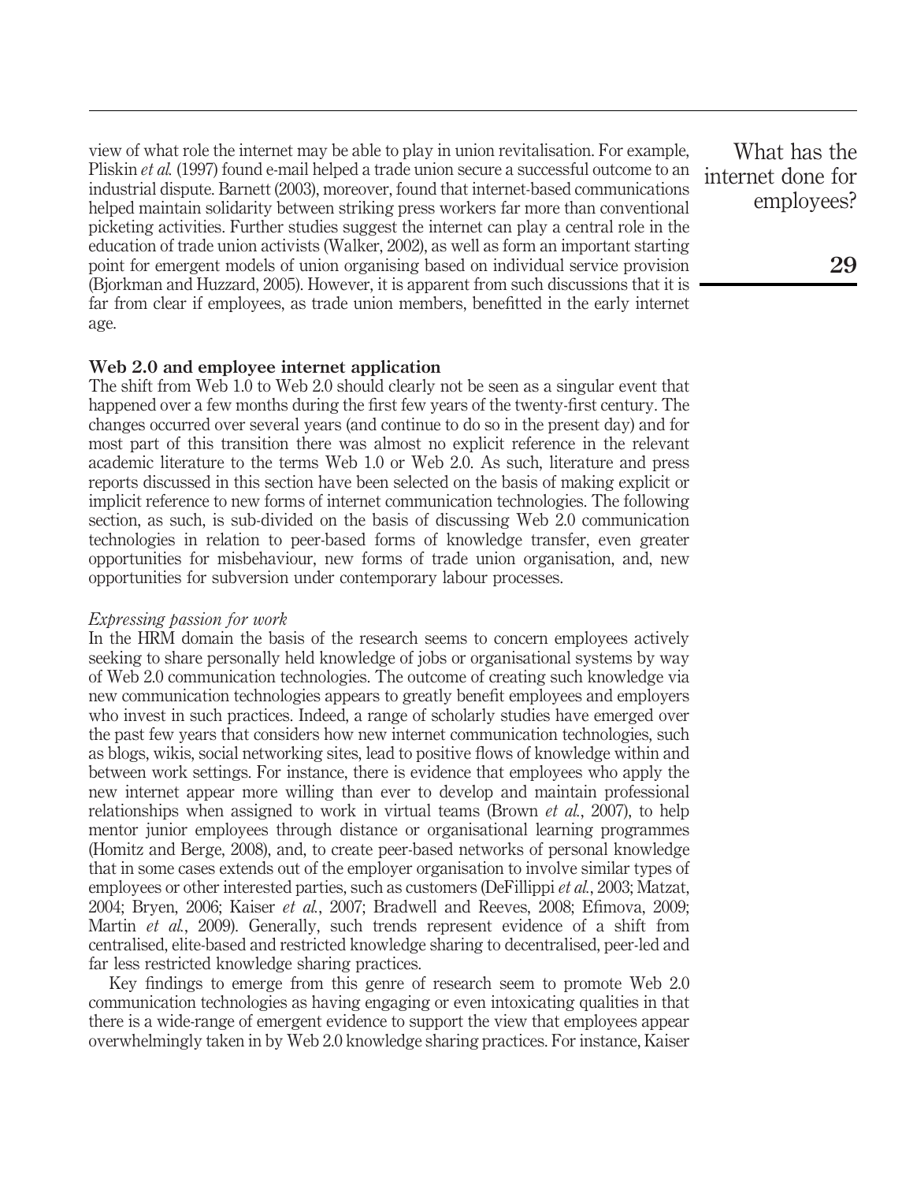view of what role the internet may be able to play in union revitalisation. For example, Pliskin *et al.* (1997) found e-mail helped a trade union secure a successful outcome to an industrial dispute. Barnett (2003), moreover, found that internet-based communications helped maintain solidarity between striking press workers far more than conventional picketing activities. Further studies suggest the internet can play a central role in the education of trade union activists (Walker, 2002), as well as form an important starting point for emergent models of union organising based on individual service provision (Bjorkman and Huzzard, 2005). However, it is apparent from such discussions that it is far from clear if employees, as trade union members, benefitted in the early internet age.

## Web 2.0 and employee internet application

The shift from Web 1.0 to Web 2.0 should clearly not be seen as a singular event that happened over a few months during the first few years of the twenty-first century. The changes occurred over several years (and continue to do so in the present day) and for most part of this transition there was almost no explicit reference in the relevant academic literature to the terms Web 1.0 or Web 2.0. As such, literature and press reports discussed in this section have been selected on the basis of making explicit or implicit reference to new forms of internet communication technologies. The following section, as such, is sub-divided on the basis of discussing Web 2.0 communication technologies in relation to peer-based forms of knowledge transfer, even greater opportunities for misbehaviour, new forms of trade union organisation, and, new opportunities for subversion under contemporary labour processes.

### *Expressing passion for work*

In the HRM domain the basis of the research seems to concern employees actively seeking to share personally held knowledge of jobs or organisational systems by way of Web 2.0 communication technologies. The outcome of creating such knowledge via new communication technologies appears to greatly benefit employees and employers who invest in such practices. Indeed, a range of scholarly studies have emerged over the past few years that considers how new internet communication technologies, such as blogs, wikis, social networking sites, lead to positive flows of knowledge within and between work settings. For instance, there is evidence that employees who apply the new internet appear more willing than ever to develop and maintain professional relationships when assigned to work in virtual teams (Brown *et al.*, 2007), to help mentor junior employees through distance or organisational learning programmes (Homitz and Berge, 2008), and, to create peer-based networks of personal knowledge that in some cases extends out of the employer organisation to involve similar types of employees or other interested parties, such as customers (DeFillippi *et al.*, 2003; Matzat, 2004; Bryen, 2006; Kaiser *et al.*, 2007; Bradwell and Reeves, 2008; Efimova, 2009; Martin *et al.*, 2009). Generally, such trends represent evidence of a shift from centralised, elite-based and restricted knowledge sharing to decentralised, peer-led and far less restricted knowledge sharing practices.

Key findings to emerge from this genre of research seem to promote Web 2.0 communication technologies as having engaging or even intoxicating qualities in that there is a wide-range of emergent evidence to support the view that employees appear overwhelmingly taken in by Web 2.0 knowledge sharing practices. For instance, Kaiser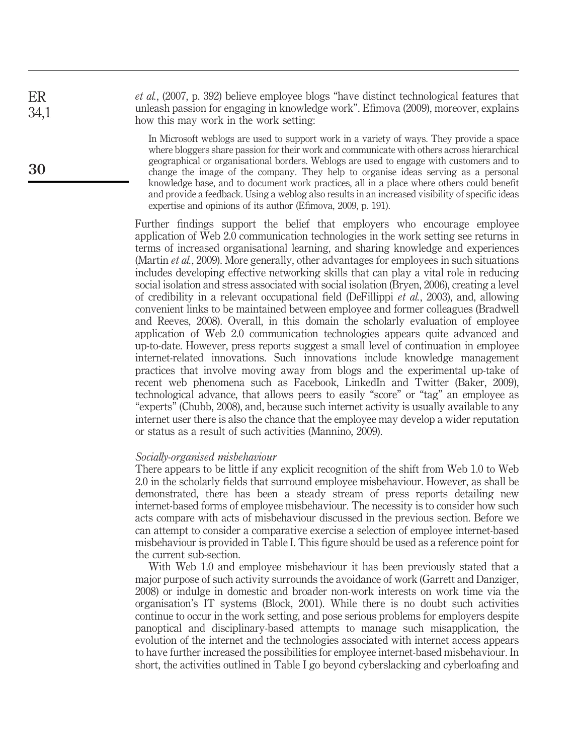*et al.*, (2007, p. 392) believe employee blogs "have distinct technological features that unleash passion for engaging in knowledge work". Efimova (2009), moreover, explains how this may work in the work setting:

> In Microsoft weblogs are used to support work in a variety of ways. They provide a space where bloggers share passion for their work and communicate with others across hierarchical geographical or organisational borders. Weblogs are used to engage with customers and to change the image of the company. They help to organise ideas serving as a personal knowledge base, and to document work practices, all in a place where others could benefit and provide a feedback. Using a weblog also results in an increased visibility of specific ideas expertise and opinions of its author (Efimova, 2009, p. 191).

Further findings support the belief that employers who encourage employee application of Web 2.0 communication technologies in the work setting see returns in terms of increased organisational learning, and sharing knowledge and experiences (Martin *et al.*, 2009). More generally, other advantages for employees in such situations includes developing effective networking skills that can play a vital role in reducing social isolation and stress associated with social isolation (Bryen, 2006), creating a level of credibility in a relevant occupational field (DeFillippi *et al.*, 2003), and, allowing convenient links to be maintained between employee and former colleagues (Bradwell and Reeves, 2008). Overall, in this domain the scholarly evaluation of employee application of Web 2.0 communication technologies appears quite advanced and up-to-date. However, press reports suggest a small level of continuation in employee internet-related innovations. Such innovations include knowledge management practices that involve moving away from blogs and the experimental up-take of recent web phenomena such as Facebook, LinkedIn and Twitter (Baker, 2009), technological advance, that allows peers to easily "score" or "tag" an employee as "experts" (Chubb, 2008), and, because such internet activity is usually available to any internet user there is also the chance that the employee may develop a wider reputation or status as a result of such activities (Mannino, 2009).

### *Socially-organised misbehaviour*

There appears to be little if any explicit recognition of the shift from Web 1.0 to Web 2.0 in the scholarly fields that surround employee misbehaviour. However, as shall be demonstrated, there has been a steady stream of press reports detailing new internet-based forms of employee misbehaviour. The necessity is to consider how such acts compare with acts of misbehaviour discussed in the previous section. Before we can attempt to consider a comparative exercise a selection of employee internet-based misbehaviour is provided in Table I. This figure should be used as a reference point for the current sub-section.

With Web 1.0 and employee misbehaviour it has been previously stated that a major purpose of such activity surrounds the avoidance of work (Garrett and Danziger, 2008) or indulge in domestic and broader non-work interests on work time via the organisation's IT systems (Block, 2001). While there is no doubt such activities continue to occur in the work setting, and pose serious problems for employers despite panoptical and disciplinary-based attempts to manage such misapplication, the evolution of the internet and the technologies associated with internet access appears to have further increased the possibilities for employee internet-based misbehaviour. In short, the activities outlined in Table I go beyond cyberslacking and cyberloafing and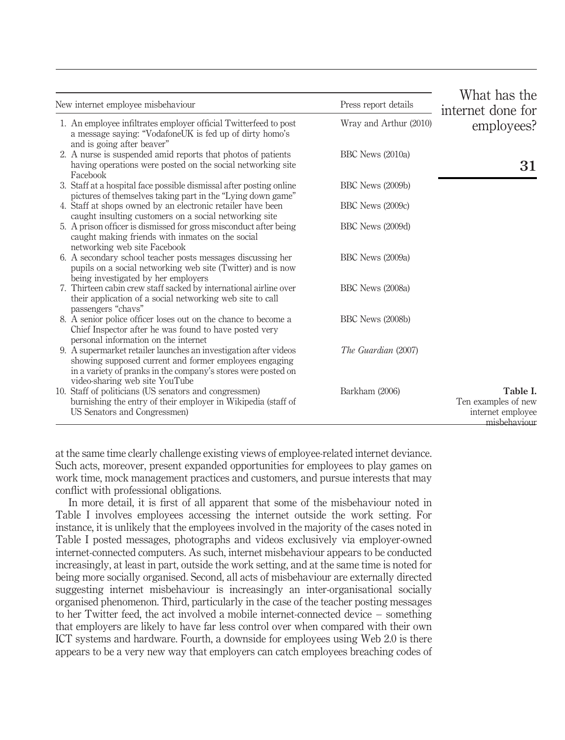**Table I.** Ten examples of new internet employee misbehaviour

| New internet employee misbehaviour | Press report details |
|---|---|
| 1. An employee infiltrates employer official Twitterfeed to post a message saying: "VodafoneUK is fed up of dirty homo's and is going after beaver" | Wray and Arthur (2010) |
| 2. A nurse is suspended amid reports that photos of patients having operations were posted on the social networking site Facebook | BBC News (2010a) |
| 3. Staff at a hospital face possible dismissal after posting online pictures of themselves taking part in the "Lying down game" | BBC News (2009b) |
| 4. Staff at shops owned by an electronic retailer have been caught insulting customers on a social networking site | BBC News (2009c) |
| 5. A prison officer is dismissed for gross misconduct after being caught making friends with inmates on the social networking web site Facebook | BBC News (2009d) |
| 6. A secondary school teacher posts messages discussing her pupils on a social networking web site (Twitter) and is now being investigated by her employers | BBC News (2009a) |
| 7. Thirteen cabin crew staff sacked by international airline over their application of a social networking web site to call passengers "chavs" | BBC News (2008a) |
| 8. A senior police officer loses out on the chance to become a Chief Inspector after he was found to have posted very personal information on the internet | BBC News (2008b) |
| 9. A supermarket retailer launches an investigation after videos showing supposed current and former employees engaging in a variety of pranks in the company's stores were posted on video-sharing web site YouTube | *The Guardian* (2007) |
| 10. Staff of politicians (US senators and congressmen) burnishing the entry of their employer in Wikipedia (staff of US Senators and Congressmen) | Barkham (2006) |

at the same time clearly challenge existing views of employee-related internet deviance. Such acts, moreover, present expanded opportunities for employees to play games on work time, mock management practices and customers, and pursue interests that may conflict with professional obligations.

In more detail, it is first of all apparent that some of the misbehaviour noted in Table I involves employees accessing the internet outside the work setting. For instance, it is unlikely that the employees involved in the majority of the cases noted in Table I posted messages, photographs and videos exclusively via employer-owned internet-connected computers. As such, internet misbehaviour appears to be conducted increasingly, at least in part, outside the work setting, and at the same time is noted for being more socially organised. Second, all acts of misbehaviour are externally directed suggesting internet misbehaviour is increasingly an inter-organisational socially organised phenomenon. Third, particularly in the case of the teacher posting messages to her Twitter feed, the act involved a mobile internet-connected device – something that employers are likely to have far less control over when compared with their own ICT systems and hardware. Fourth, a downside for employees using Web 2.0 is there appears to be a very new way that employers can catch employees breaching codes of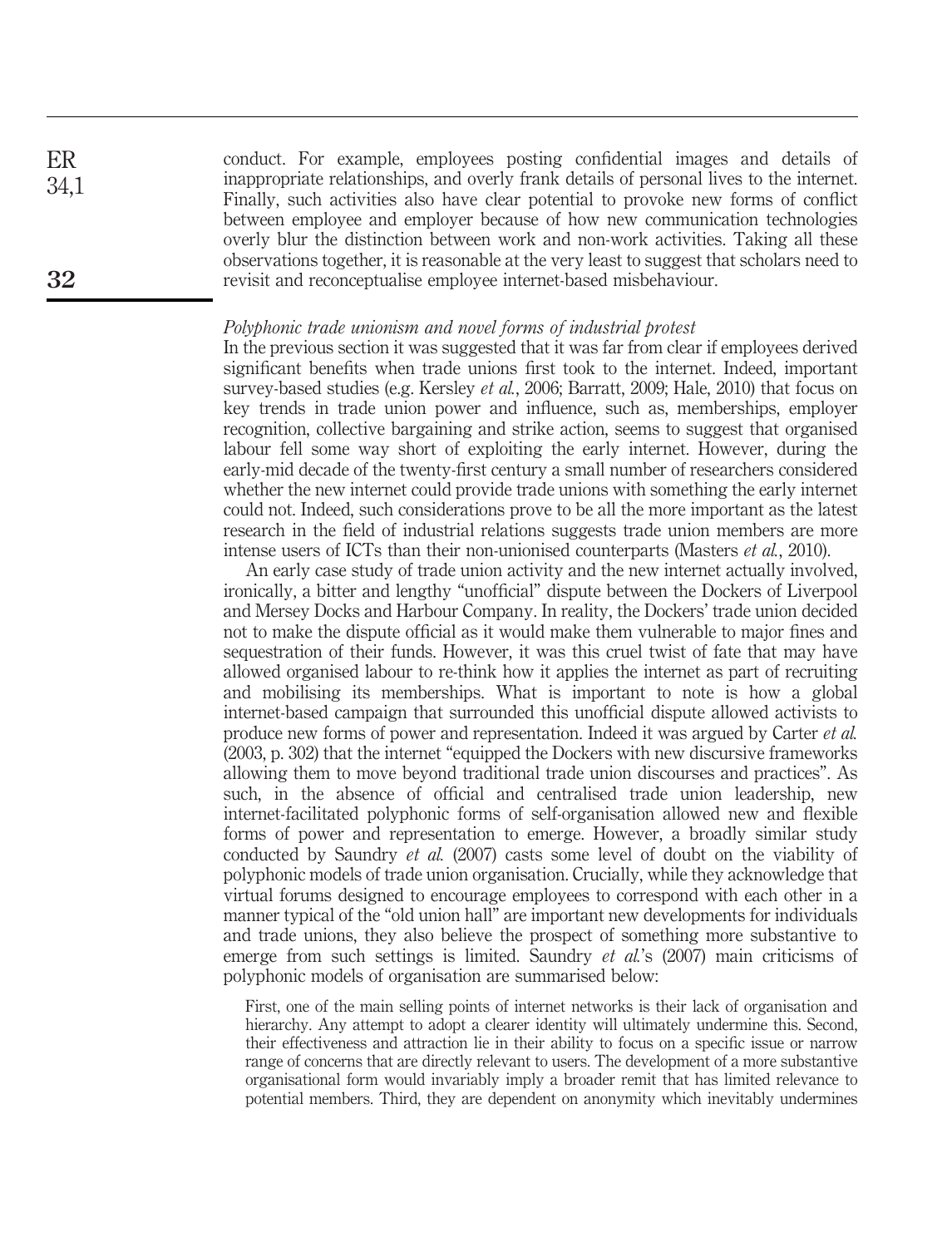conduct. For example, employees posting confidential images and details of inappropriate relationships, and overly frank details of personal lives to the internet. Finally, such activities also have clear potential to provoke new forms of conflict between employee and employer because of how new communication technologies overly blur the distinction between work and non-work activities. Taking all these observations together, it is reasonable at the very least to suggest that scholars need to revisit and reconceptualise employee internet-based misbehaviour.

### *Polyphonic trade unionism and novel forms of industrial protest*

In the previous section it was suggested that it was far from clear if employees derived significant benefits when trade unions first took to the internet. Indeed, important survey-based studies (e.g. Kersley *et al.*, 2006; Barratt, 2009; Hale, 2010) that focus on key trends in trade union power and influence, such as, memberships, employer recognition, collective bargaining and strike action, seems to suggest that organised labour fell some way short of exploiting the early internet. However, during the early-mid decade of the twenty-first century a small number of researchers considered whether the new internet could provide trade unions with something the early internet could not. Indeed, such considerations prove to be all the more important as the latest research in the field of industrial relations suggests trade union members are more intense users of ICTs than their non-unionised counterparts (Masters *et al.*, 2010).

An early case study of trade union activity and the new internet actually involved, ironically, a bitter and lengthy "unofficial" dispute between the Dockers of Liverpool and Mersey Docks and Harbour Company. In reality, the Dockers' trade union decided not to make the dispute official as it would make them vulnerable to major fines and sequestration of their funds. However, it was this cruel twist of fate that may have allowed organised labour to re-think how it applies the internet as part of recruiting and mobilising its memberships. What is important to note is how a global internet-based campaign that surrounded this unofficial dispute allowed activists to produce new forms of power and representation. Indeed it was argued by Carter *et al.* (2003, p. 302) that the internet "equipped the Dockers with new discursive frameworks allowing them to move beyond traditional trade union discourses and practices". As such, in the absence of official and centralised trade union leadership, new internet-facilitated polyphonic forms of self-organisation allowed new and flexible forms of power and representation to emerge. However, a broadly similar study conducted by Saundry *et al.* (2007) casts some level of doubt on the viability of polyphonic models of trade union organisation. Crucially, while they acknowledge that virtual forums designed to encourage employees to correspond with each other in a manner typical of the "old union hall" are important new developments for individuals and trade unions, they also believe the prospect of something more substantive to emerge from such settings is limited. Saundry *et al.*'s (2007) main criticisms of polyphonic models of organisation are summarised below:

> First, one of the main selling points of internet networks is their lack of organisation and hierarchy. Any attempt to adopt a clearer identity will ultimately undermine this. Second, their effectiveness and attraction lie in their ability to focus on a specific issue or narrow range of concerns that are directly relevant to users. The development of a more substantive organisational form would invariably imply a broader remit that has limited relevance to potential members. Third, they are dependent on anonymity which inevitably undermines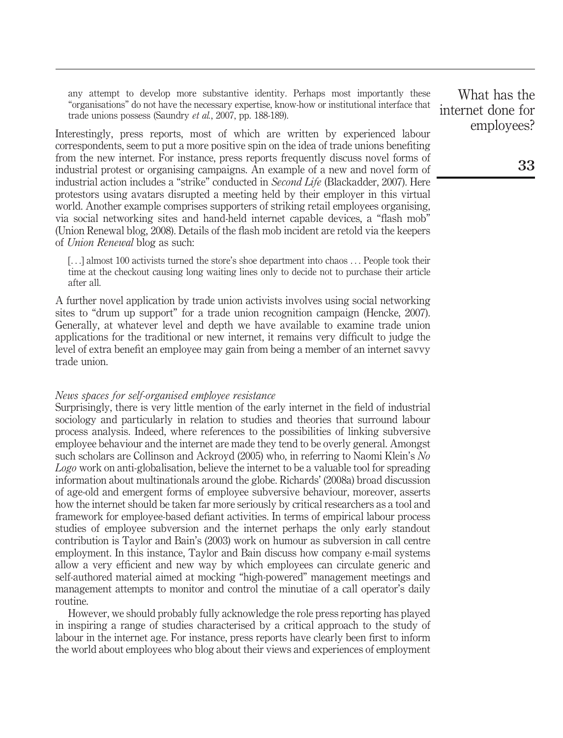any attempt to develop more substantive identity. Perhaps most importantly these "organisations" do not have the necessary expertise, know-how or institutional interface that trade unions possess (Saundry *et al.*, 2007, pp. 188-189).

Interestingly, press reports, most of which are written by experienced labour correspondents, seem to put a more positive spin on the idea of trade unions benefiting from the new internet. For instance, press reports frequently discuss novel forms of industrial protest or organising campaigns. An example of a new and novel form of industrial action includes a "strike" conducted in *Second Life* (Blackadder, 2007). Here protestors using avatars disrupted a meeting held by their employer in this virtual world. Another example comprises supporters of striking retail employees organising, via social networking sites and hand-held internet capable devices, a "flash mob" (Union Renewal blog, 2008). Details of the flash mob incident are retold via the keepers of *Union Renewal* blog as such:

> [. . .] almost 100 activists turned the store's shoe department into chaos . . . People took their time at the checkout causing long waiting lines only to decide not to purchase their article after all.

A further novel application by trade union activists involves using social networking sites to "drum up support" for a trade union recognition campaign (Hencke, 2007). Generally, at whatever level and depth we have available to examine trade union applications for the traditional or new internet, it remains very difficult to judge the level of extra benefit an employee may gain from being a member of an internet savvy trade union.

### *News spaces for self-organised employee resistance*

Surprisingly, there is very little mention of the early internet in the field of industrial sociology and particularly in relation to studies and theories that surround labour process analysis. Indeed, where references to the possibilities of linking subversive employee behaviour and the internet are made they tend to be overly general. Amongst such scholars are Collinson and Ackroyd (2005) who, in referring to Naomi Klein's *No Logo* work on anti-globalisation, believe the internet to be a valuable tool for spreading information about multinationals around the globe. Richards' (2008a) broad discussion of age-old and emergent forms of employee subversive behaviour, moreover, asserts how the internet should be taken far more seriously by critical researchers as a tool and framework for employee-based defiant activities. In terms of empirical labour process studies of employee subversion and the internet perhaps the only early standout contribution is Taylor and Bain's (2003) work on humour as subversion in call centre employment. In this instance, Taylor and Bain discuss how company e-mail systems allow a very efficient and new way by which employees can circulate generic and self-authored material aimed at mocking "high-powered" management meetings and management attempts to monitor and control the minutiae of a call operator's daily routine.

However, we should probably fully acknowledge the role press reporting has played in inspiring a range of studies characterised by a critical approach to the study of labour in the internet age. For instance, press reports have clearly been first to inform the world about employees who blog about their views and experiences of employment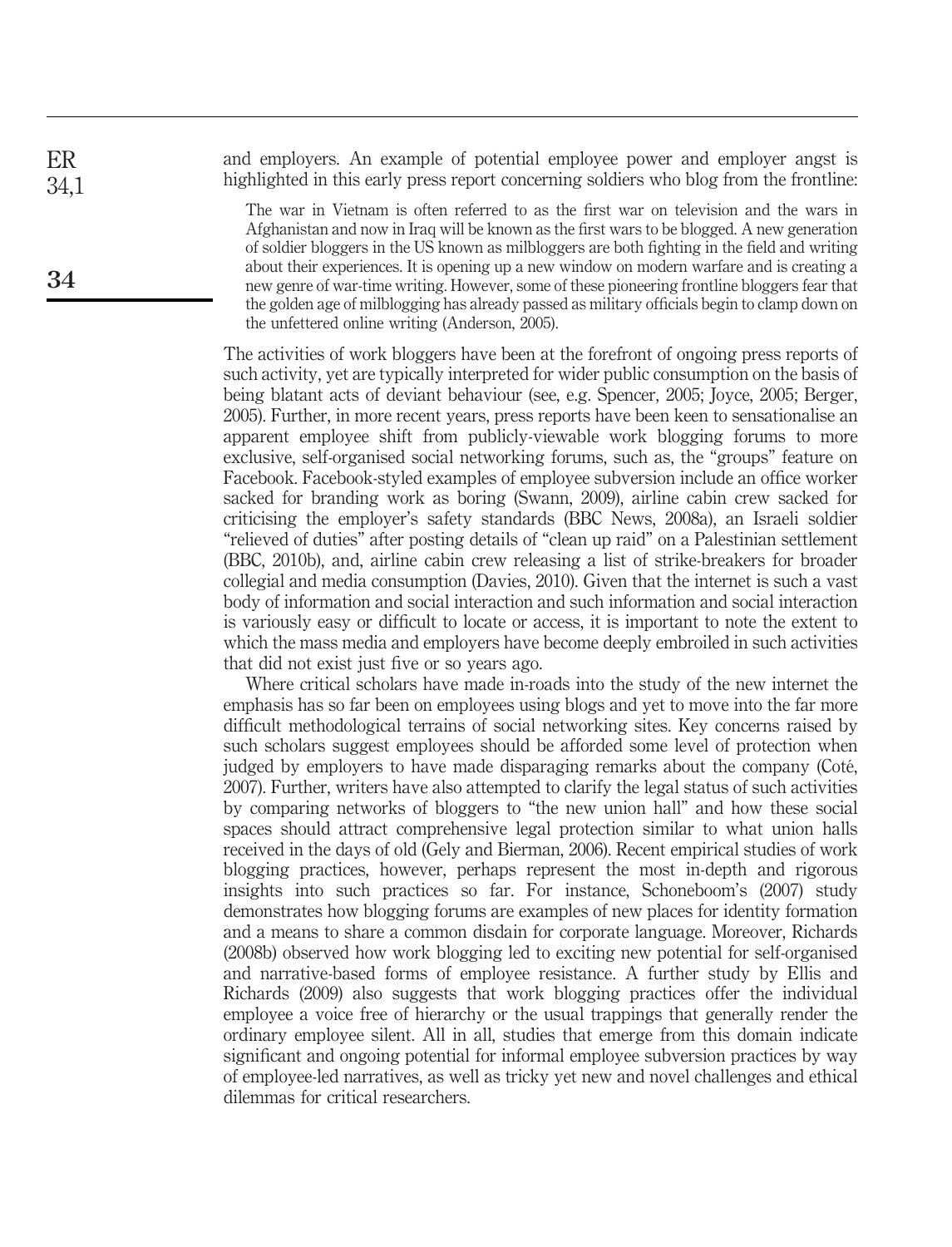and employers. An example of potential employee power and employer angst is highlighted in this early press report concerning soldiers who blog from the frontline:

> The war in Vietnam is often referred to as the first war on television and the wars in Afghanistan and now in Iraq will be known as the first wars to be blogged. A new generation of soldier bloggers in the US known as milbloggers are both fighting in the field and writing about their experiences. It is opening up a new window on modern warfare and is creating a new genre of war-time writing. However, some of these pioneering frontline bloggers fear that the golden age of milblogging has already passed as military officials begin to clamp down on the unfettered online writing (Anderson, 2005).

The activities of work bloggers have been at the forefront of ongoing press reports of such activity, yet are typically interpreted for wider public consumption on the basis of being blatant acts of deviant behaviour (see, e.g. Spencer, 2005; Joyce, 2005; Berger, 2005). Further, in more recent years, press reports have been keen to sensationalise an apparent employee shift from publicly-viewable work blogging forums to more exclusive, self-organised social networking forums, such as, the "groups" feature on Facebook. Facebook-styled examples of employee subversion include an office worker sacked for branding work as boring (Swann, 2009), airline cabin crew sacked for criticising the employer's safety standards (BBC News, 2008a), an Israeli soldier "relieved of duties" after posting details of "clean up raid" on a Palestinian settlement (BBC, 2010b), and, airline cabin crew releasing a list of strike-breakers for broader collegial and media consumption (Davies, 2010). Given that the internet is such a vast body of information and social interaction and such information and social interaction is variously easy or difficult to locate or access, it is important to note the extent to which the mass media and employers have become deeply embroiled in such activities that did not exist just five or so years ago.

Where critical scholars have made in-roads into the study of the new internet the emphasis has so far been on employees using blogs and yet to move into the far more difficult methodological terrains of social networking sites. Key concerns raised by such scholars suggest employees should be afforded some level of protection when judged by employers to have made disparaging remarks about the company (Coté, 2007). Further, writers have also attempted to clarify the legal status of such activities by comparing networks of bloggers to "the new union hall" and how these social spaces should attract comprehensive legal protection similar to what union halls received in the days of old (Gely and Bierman, 2006). Recent empirical studies of work blogging practices, however, perhaps represent the most in-depth and rigorous insights into such practices so far. For instance, Schoneboom's (2007) study demonstrates how blogging forums are examples of new places for identity formation and a means to share a common disdain for corporate language. Moreover, Richards (2008b) observed how work blogging led to exciting new potential for self-organised and narrative-based forms of employee resistance. A further study by Ellis and Richards (2009) also suggests that work blogging practices offer the individual employee a voice free of hierarchy or the usual trappings that generally render the ordinary employee silent. All in all, studies that emerge from this domain indicate significant and ongoing potential for informal employee subversion practices by way of employee-led narratives, as well as tricky yet new and novel challenges and ethical dilemmas for critical researchers.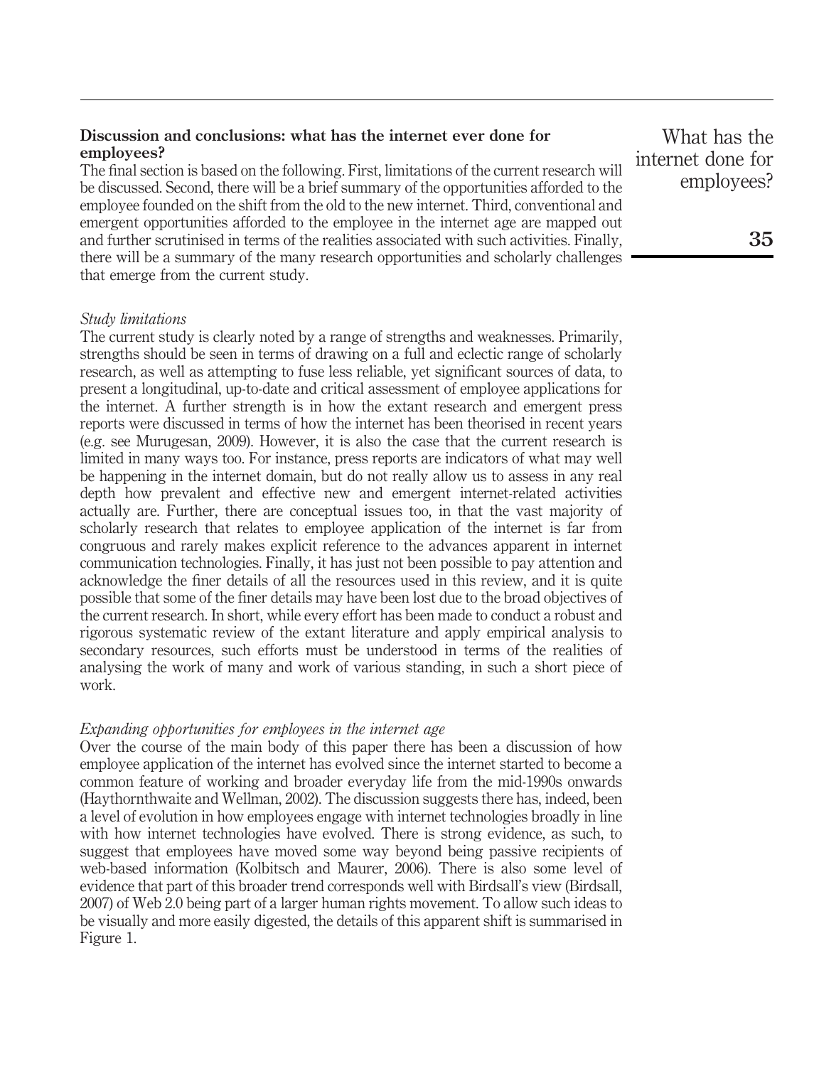## Discussion and conclusions: what has the internet ever done for employees?

The final section is based on the following. First, limitations of the current research will be discussed. Second, there will be a brief summary of the opportunities afforded to the employee founded on the shift from the old to the new internet. Third, conventional and emergent opportunities afforded to the employee in the internet age are mapped out and further scrutinised in terms of the realities associated with such activities. Finally, there will be a summary of the many research opportunities and scholarly challenges that emerge from the current study.

### *Study limitations*

The current study is clearly noted by a range of strengths and weaknesses. Primarily, strengths should be seen in terms of drawing on a full and eclectic range of scholarly research, as well as attempting to fuse less reliable, yet significant sources of data, to present a longitudinal, up-to-date and critical assessment of employee applications for the internet. A further strength is in how the extant research and emergent press reports were discussed in terms of how the internet has been theorised in recent years (e.g. see Murugesan, 2009). However, it is also the case that the current research is limited in many ways too. For instance, press reports are indicators of what may well be happening in the internet domain, but do not really allow us to assess in any real depth how prevalent and effective new and emergent internet-related activities actually are. Further, there are conceptual issues too, in that the vast majority of scholarly research that relates to employee application of the internet is far from congruous and rarely makes explicit reference to the advances apparent in internet communication technologies. Finally, it has just not been possible to pay attention and acknowledge the finer details of all the resources used in this review, and it is quite possible that some of the finer details may have been lost due to the broad objectives of the current research. In short, while every effort has been made to conduct a robust and rigorous systematic review of the extant literature and apply empirical analysis to secondary resources, such efforts must be understood in terms of the realities of analysing the work of many and work of various standing, in such a short piece of work.

### *Expanding opportunities for employees in the internet age*

Over the course of the main body of this paper there has been a discussion of how employee application of the internet has evolved since the internet started to become a common feature of working and broader everyday life from the mid-1990s onwards (Haythornthwaite and Wellman, 2002). The discussion suggests there has, indeed, been a level of evolution in how employees engage with internet technologies broadly in line with how internet technologies have evolved. There is strong evidence, as such, to suggest that employees have moved some way beyond being passive recipients of web-based information (Kolbitsch and Maurer, 2006). There is also some level of evidence that part of this broader trend corresponds well with Birdsall's view (Birdsall, 2007) of Web 2.0 being part of a larger human rights movement. To allow such ideas to be visually and more easily digested, the details of this apparent shift is summarised in Figure 1.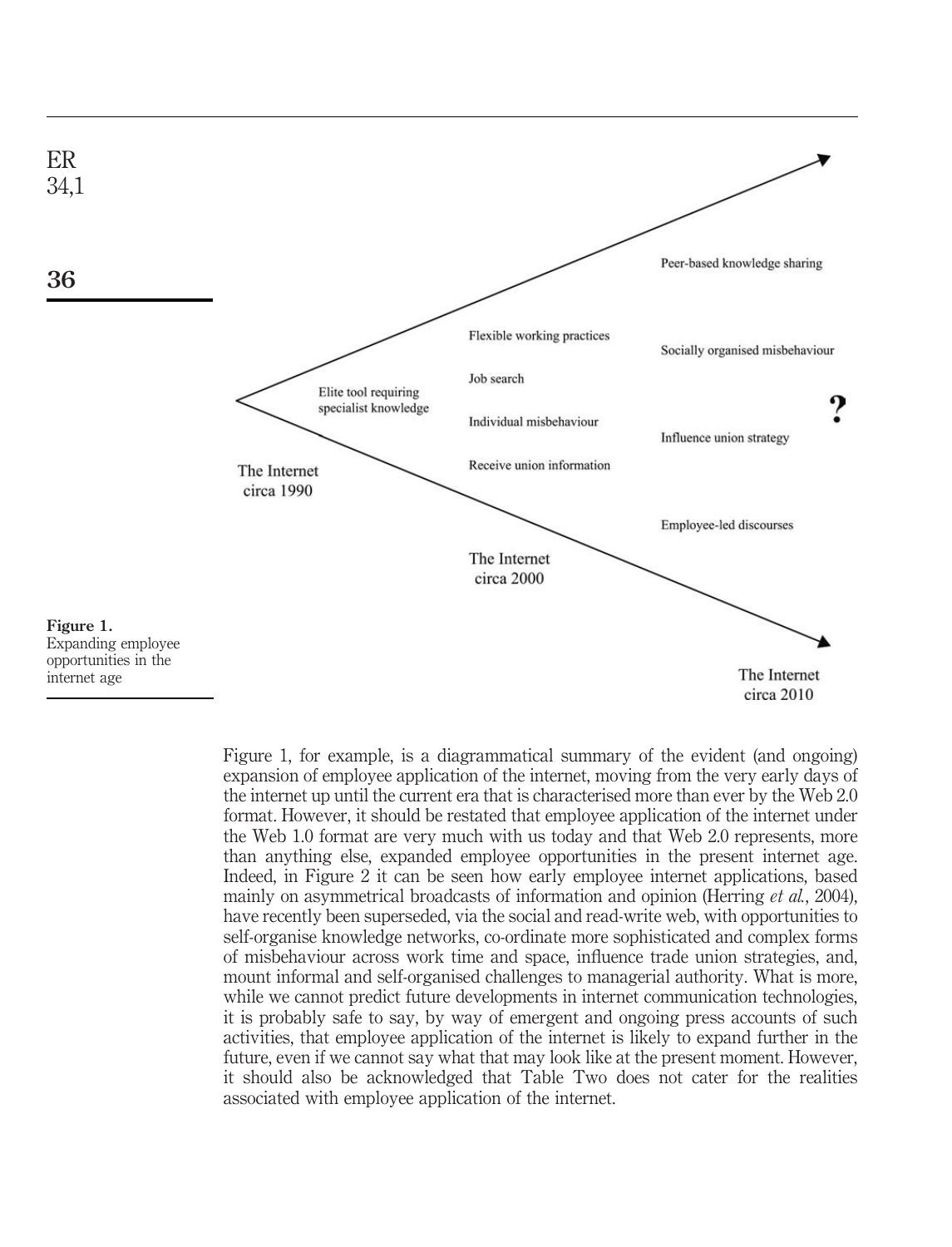The Internet circa 1990

Elite tool requiring specialist knowledge

The Internet circa 2000

Flexible working practices

Job search

Individual misbehaviour

Receive union information

The Internet circa 2010

Peer-based knowledge sharing

Socially organised misbehaviour

Influence union strategy

Employee-led discourses

?

**Figure 1.** Expanding employee opportunities in the internet age

Figure 1, for example, is a diagrammatical summary of the evident (and ongoing) expansion of employee application of the internet, moving from the very early days of the internet up until the current era that is characterised more than ever by the Web 2.0 format. However, it should be restated that employee application of the internet under the Web 1.0 format are very much with us today and that Web 2.0 represents, more than anything else, expanded employee opportunities in the present internet age. Indeed, in Figure 2 it can be seen how early employee internet applications, based mainly on asymmetrical broadcasts of information and opinion (Herring *et al.*, 2004), have recently been superseded, via the social and read-write web, with opportunities to self-organise knowledge networks, co-ordinate more sophisticated and complex forms of misbehaviour across work time and space, influence trade union strategies, and, mount informal and self-organised challenges to managerial authority. What is more, while we cannot predict future developments in internet communication technologies, it is probably safe to say, by way of emergent and ongoing press accounts of such activities, that employee application of the internet is likely to expand further in the future, even if we cannot say what that may look like at the present moment. However, it should also be acknowledged that Table Two does not cater for the realities associated with employee application of the internet.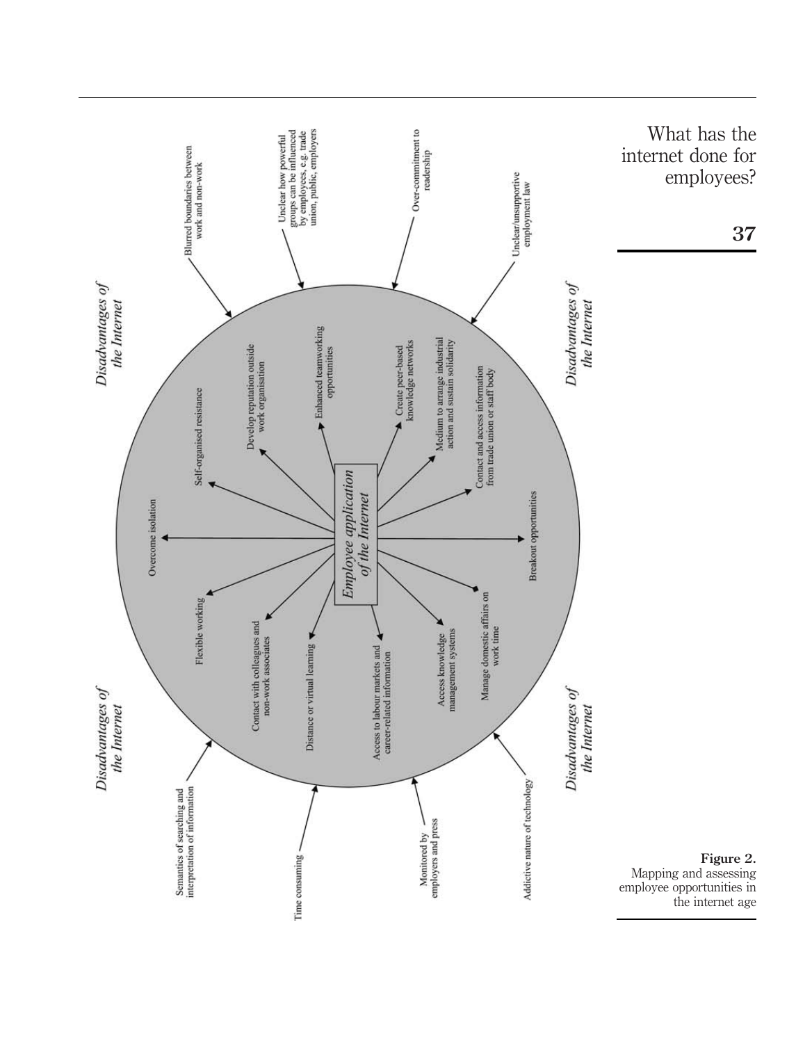**Employee application of the Internet**

- Overcome isolation
- Self-organised resistance
- Develop reputation outside work organisation
- Enhanced teamworking opportunities
- Create peer-based knowledge networks
- Medium to arrange industrial action and sustain solidarity
- Contact and access information from trade union or staff body
- Breakout opportunities
- Manage domestic affairs on work time
- Access knowledge management systems
- Access to labour markets and career-related information
- Distance or virtual learning
- Contact with colleagues and non-work associates
- Flexible working

*Disadvantages of the Internet*

- Blurred boundaries between work and non-work
- Unclear how powerful groups can be influenced by employees, e.g. trade union, public, employers
- Over-commitment to readership
- Unclear/unsupportive employment law
- Addictive nature of technology
- Monitored by employers and press
- Time consuming
- Semantics of searching and interpretation of information

**Figure 2.**
Mapping and assessing employee opportunities in the internet age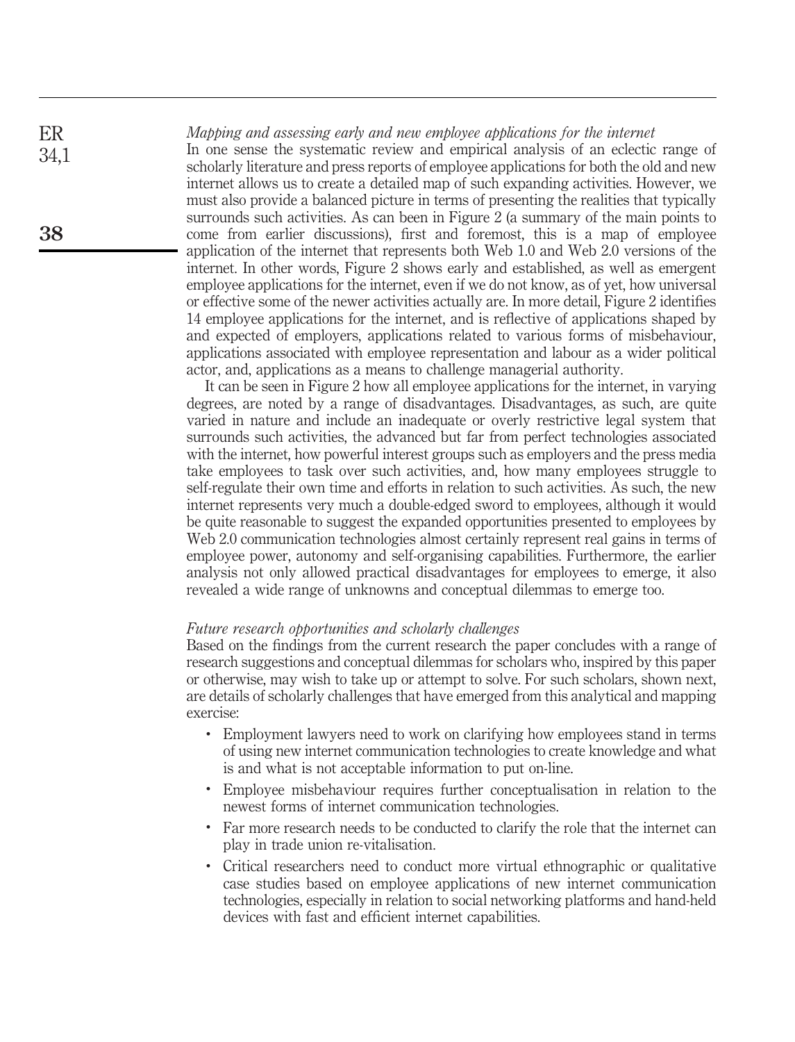*Mapping and assessing early and new employee applications for the internet*

In one sense the systematic review and empirical analysis of an eclectic range of scholarly literature and press reports of employee applications for both the old and new internet allows us to create a detailed map of such expanding activities. However, we must also provide a balanced picture in terms of presenting the realities that typically surrounds such activities. As can been in Figure 2 (a summary of the main points to come from earlier discussions), first and foremost, this is a map of employee application of the internet that represents both Web 1.0 and Web 2.0 versions of the internet. In other words, Figure 2 shows early and established, as well as emergent employee applications for the internet, even if we do not know, as of yet, how universal or effective some of the newer activities actually are. In more detail, Figure 2 identifies 14 employee applications for the internet, and is reflective of applications shaped by and expected of employers, applications related to various forms of misbehaviour, applications associated with employee representation and labour as a wider political actor, and, applications as a means to challenge managerial authority.

It can be seen in Figure 2 how all employee applications for the internet, in varying degrees, are noted by a range of disadvantages. Disadvantages, as such, are quite varied in nature and include an inadequate or overly restrictive legal system that surrounds such activities, the advanced but far from perfect technologies associated with the internet, how powerful interest groups such as employers and the press media take employees to task over such activities, and, how many employees struggle to self-regulate their own time and efforts in relation to such activities. As such, the new internet represents very much a double-edged sword to employees, although it would be quite reasonable to suggest the expanded opportunities presented to employees by Web 2.0 communication technologies almost certainly represent real gains in terms of employee power, autonomy and self-organising capabilities. Furthermore, the earlier analysis not only allowed practical disadvantages for employees to emerge, it also revealed a wide range of unknowns and conceptual dilemmas to emerge too.

*Future research opportunities and scholarly challenges*

Based on the findings from the current research the paper concludes with a range of research suggestions and conceptual dilemmas for scholars who, inspired by this paper or otherwise, may wish to take up or attempt to solve. For such scholars, shown next, are details of scholarly challenges that have emerged from this analytical and mapping exercise:

- Employment lawyers need to work on clarifying how employees stand in terms of using new internet communication technologies to create knowledge and what is and what is not acceptable information to put on-line.
- Employee misbehaviour requires further conceptualisation in relation to the newest forms of internet communication technologies.
- Far more research needs to be conducted to clarify the role that the internet can play in trade union re-vitalisation.
- Critical researchers need to conduct more virtual ethnographic or qualitative case studies based on employee applications of new internet communication technologies, especially in relation to social networking platforms and hand-held devices with fast and efficient internet capabilities.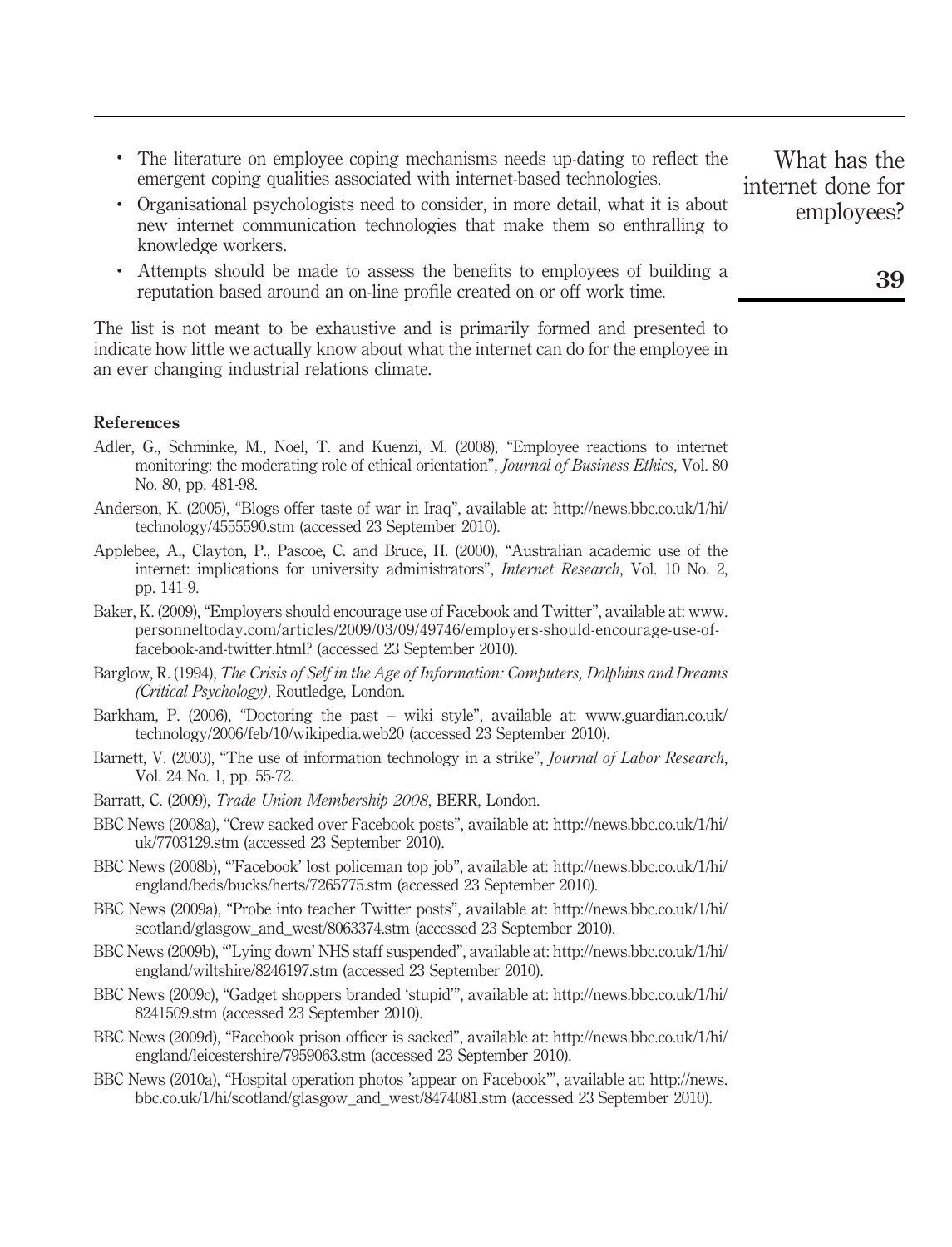- The literature on employee coping mechanisms needs up-dating to reflect the emergent coping qualities associated with internet-based technologies.
- Organisational psychologists need to consider, in more detail, what it is about new internet communication technologies that make them so enthralling to knowledge workers.
- Attempts should be made to assess the benefits to employees of building a reputation based around an on-line profile created on or off work time.

The list is not meant to be exhaustive and is primarily formed and presented to indicate how little we actually know about what the internet can do for the employee in an ever changing industrial relations climate.

## References

Adler, G., Schminke, M., Noel, T. and Kuenzi, M. (2008), "Employee reactions to internet monitoring: the moderating role of ethical orientation", *Journal of Business Ethics*, Vol. 80 No. 80, pp. 481-98.

Anderson, K. (2005), "Blogs offer taste of war in Iraq", available at: http://news.bbc.co.uk/1/hi/technology/4555590.stm (accessed 23 September 2010).

Applebee, A., Clayton, P., Pascoe, C. and Bruce, H. (2000), "Australian academic use of the internet: implications for university administrators", *Internet Research*, Vol. 10 No. 2, pp. 141-9.

Baker, K. (2009), "Employers should encourage use of Facebook and Twitter", available at: www.personneltoday.com/articles/2009/03/09/49746/employers-should-encourage-use-of-facebook-and-twitter.html? (accessed 23 September 2010).

Barglow, R. (1994), *The Crisis of Self in the Age of Information: Computers, Dolphins and Dreams (Critical Psychology)*, Routledge, London.

Barkham, P. (2006), "Doctoring the past – wiki style", available at: www.guardian.co.uk/technology/2006/feb/10/wikipedia.web20 (accessed 23 September 2010).

Barnett, V. (2003), "The use of information technology in a strike", *Journal of Labor Research*, Vol. 24 No. 1, pp. 55-72.

Barratt, C. (2009), *Trade Union Membership 2008*, BERR, London.

BBC News (2008a), "Crew sacked over Facebook posts", available at: http://news.bbc.co.uk/1/hi/uk/7703129.stm (accessed 23 September 2010).

BBC News (2008b), "'Facebook' lost policeman top job", available at: http://news.bbc.co.uk/1/hi/england/beds/bucks/herts/7265775.stm (accessed 23 September 2010).

BBC News (2009a), "Probe into teacher Twitter posts", available at: http://news.bbc.co.uk/1/hi/scotland/glasgow_and_west/8063374.stm (accessed 23 September 2010).

BBC News (2009b), "'Lying down' NHS staff suspended", available at: http://news.bbc.co.uk/1/hi/england/wiltshire/8246197.stm (accessed 23 September 2010).

BBC News (2009c), "Gadget shoppers branded 'stupid'", available at: http://news.bbc.co.uk/1/hi/8241509.stm (accessed 23 September 2010).

BBC News (2009d), "Facebook prison officer is sacked", available at: http://news.bbc.co.uk/1/hi/england/leicestershire/7959063.stm (accessed 23 September 2010).

BBC News (2010a), "Hospital operation photos 'appear on Facebook'", available at: http://news.bbc.co.uk/1/hi/scotland/glasgow_and_west/8474081.stm (accessed 23 September 2010).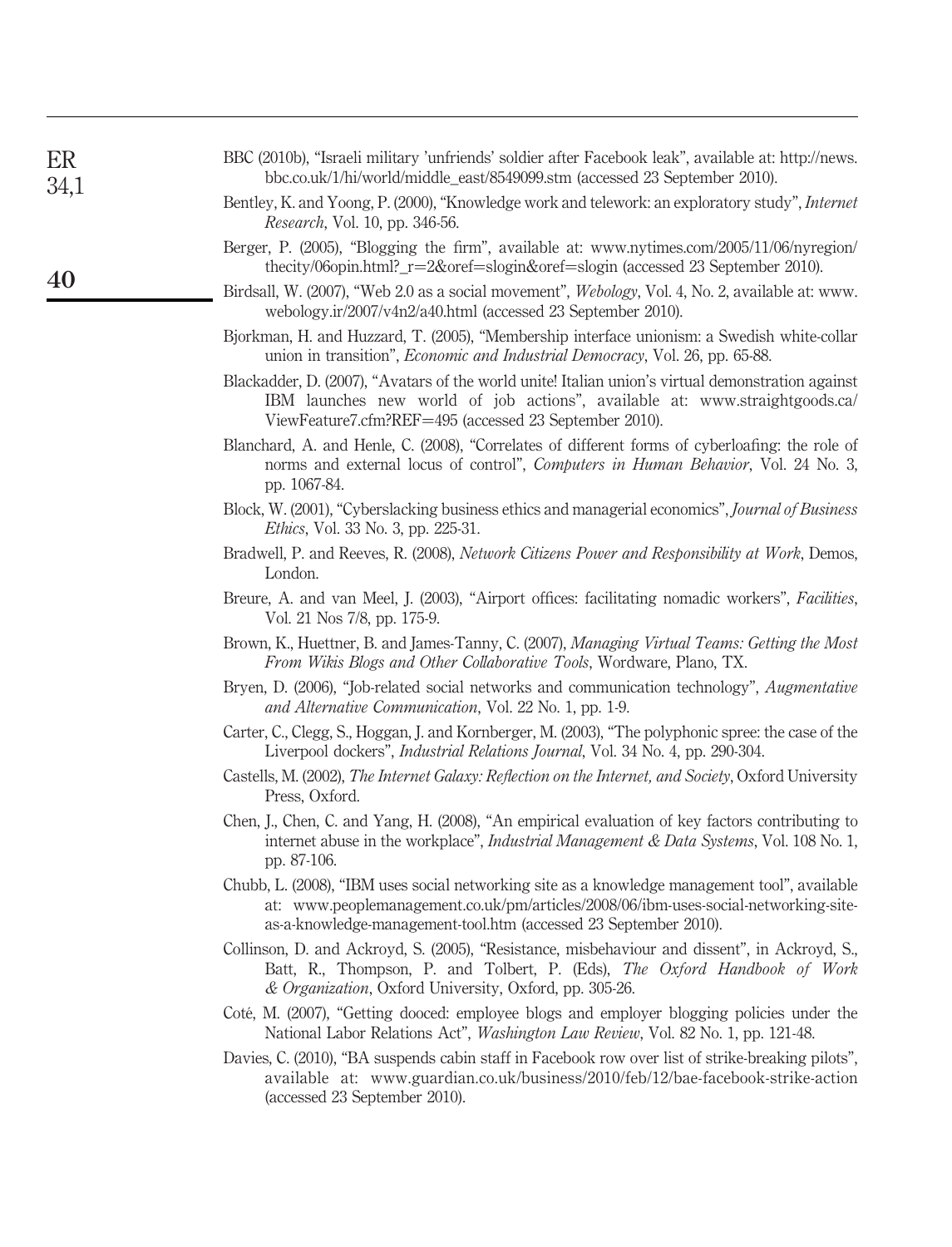BBC (2010b), "Israeli military 'unfriends' soldier after Facebook leak", available at: http://news.bbc.co.uk/1/hi/world/middle_east/8549099.stm (accessed 23 September 2010).

Bentley, K. and Yoong, P. (2000), "Knowledge work and telework: an exploratory study", *Internet Research*, Vol. 10, pp. 346-56.

Berger, P. (2005), "Blogging the firm", available at: www.nytimes.com/2005/11/06/nyregion/thecity/06opin.html?_r=2&oref=slogin&oref=slogin (accessed 23 September 2010).

Birdsall, W. (2007), "Web 2.0 as a social movement", *Webology*, Vol. 4, No. 2, available at: www.webology.ir/2007/v4n2/a40.html (accessed 23 September 2010).

Bjorkman, H. and Huzzard, T. (2005), "Membership interface unionism: a Swedish white-collar union in transition", *Economic and Industrial Democracy*, Vol. 26, pp. 65-88.

Blackadder, D. (2007), "Avatars of the world unite! Italian union's virtual demonstration against IBM launches new world of job actions", available at: www.straightgoods.ca/ViewFeature7.cfm?REF=495 (accessed 23 September 2010).

Blanchard, A. and Henle, C. (2008), "Correlates of different forms of cyberloafing: the role of norms and external locus of control", *Computers in Human Behavior*, Vol. 24 No. 3, pp. 1067-84.

Block, W. (2001), "Cyberslacking business ethics and managerial economics", *Journal of Business Ethics*, Vol. 33 No. 3, pp. 225-31.

Bradwell, P. and Reeves, R. (2008), *Network Citizens Power and Responsibility at Work*, Demos, London.

Breure, A. and van Meel, J. (2003), "Airport offices: facilitating nomadic workers", *Facilities*, Vol. 21 Nos 7/8, pp. 175-9.

Brown, K., Huettner, B. and James-Tanny, C. (2007), *Managing Virtual Teams: Getting the Most From Wikis Blogs and Other Collaborative Tools*, Wordware, Plano, TX.

Bryen, D. (2006), "Job-related social networks and communication technology", *Augmentative and Alternative Communication*, Vol. 22 No. 1, pp. 1-9.

Carter, C., Clegg, S., Hoggan, J. and Kornberger, M. (2003), "The polyphonic spree: the case of the Liverpool dockers", *Industrial Relations Journal*, Vol. 34 No. 4, pp. 290-304.

Castells, M. (2002), *The Internet Galaxy: Reflection on the Internet, and Society*, Oxford University Press, Oxford.

Chen, J., Chen, C. and Yang, H. (2008), "An empirical evaluation of key factors contributing to internet abuse in the workplace", *Industrial Management & Data Systems*, Vol. 108 No. 1, pp. 87-106.

Chubb, L. (2008), "IBM uses social networking site as a knowledge management tool", available at: www.peoplemanagement.co.uk/pm/articles/2008/06/ibm-uses-social-networking-site-as-a-knowledge-management-tool.htm (accessed 23 September 2010).

Collinson, D. and Ackroyd, S. (2005), "Resistance, misbehaviour and dissent", in Ackroyd, S., Batt, R., Thompson, P. and Tolbert, P. (Eds), *The Oxford Handbook of Work & Organization*, Oxford University, Oxford, pp. 305-26.

Coté, M. (2007), "Getting dooced: employee blogs and employer blogging policies under the National Labor Relations Act", *Washington Law Review*, Vol. 82 No. 1, pp. 121-48.

Davies, C. (2010), "BA suspends cabin staff in Facebook row over list of strike-breaking pilots", available at: www.guardian.co.uk/business/2010/feb/12/bae-facebook-strike-action (accessed 23 September 2010).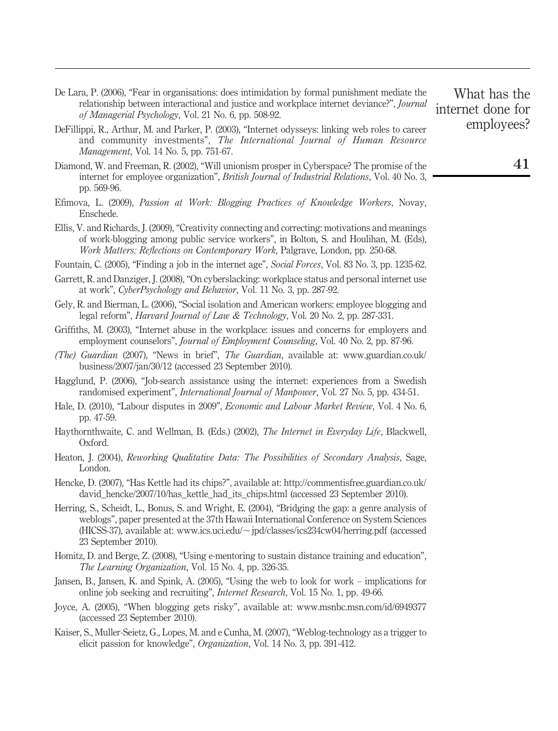De Lara, P. (2006), "Fear in organisations: does intimidation by formal punishment mediate the relationship between interactional and justice and workplace internet deviance?", *Journal of Managerial Psychology*, Vol. 21 No. 6, pp. 508-92.

DeFillippi, R., Arthur, M. and Parker, P. (2003), "Internet odysseys: linking web roles to career and community investments", *The International Journal of Human Resource Management*, Vol. 14 No. 5, pp. 751-67.

Diamond, W. and Freeman, R. (2002), "Will unionism prosper in Cyberspace? The promise of the internet for employee organization", *British Journal of Industrial Relations*, Vol. 40 No. 3, pp. 569-96.

Efimova, L. (2009), *Passion at Work: Blogging Practices of Knowledge Workers*, Novay, Enschede.

Ellis, V. and Richards, J. (2009), "Creativity connecting and correcting: motivations and meanings of work-blogging among public service workers", in Bolton, S. and Houlihan, M. (Eds), *Work Matters: Reflections on Contemporary Work*, Palgrave, London, pp. 250-68.

Fountain, C. (2005), "Finding a job in the internet age", *Social Forces*, Vol. 83 No. 3, pp. 1235-62.

Garrett, R. and Danziger, J. (2008), "On cyberslacking: workplace status and personal internet use at work", *CyberPsychology and Behavior*, Vol. 11 No. 3, pp. 287-92.

Gely, R. and Bierman, L. (2006), "Social isolation and American workers: employee blogging and legal reform", *Harvard Journal of Law & Technology*, Vol. 20 No. 2, pp. 287-331.

Griffiths, M. (2003), "Internet abuse in the workplace: issues and concerns for employers and employment counselors", *Journal of Employment Counseling*, Vol. 40 No. 2, pp. 87-96.

*(The) Guardian* (2007), "News in brief", *The Guardian*, available at: www.guardian.co.uk/business/2007/jan/30/12 (accessed 23 September 2010).

Hagglund, P. (2006), "Job-search assistance using the internet: experiences from a Swedish randomised experiment", *International Journal of Manpower*, Vol. 27 No. 5, pp. 434-51.

Hale, D. (2010), "Labour disputes in 2009", *Economic and Labour Market Review*, Vol. 4 No. 6, pp. 47-59.

Haythornthwaite, C. and Wellman, B. (Eds.) (2002), *The Internet in Everyday Life*, Blackwell, Oxford.

Heaton, J. (2004), *Reworking Qualitative Data: The Possibilities of Secondary Analysis*, Sage, London.

Hencke, D. (2007), "Has Kettle had its chips?", available at: http://commentisfree.guardian.co.uk/david_hencke/2007/10/has_kettle_had_its_chips.html (accessed 23 September 2010).

Herring, S., Scheidt, L., Bonus, S. and Wright, E. (2004), "Bridging the gap: a genre analysis of weblogs", paper presented at the 37th Hawaii International Conference on System Sciences (HICSS-37), available at: www.ics.uci.edu/~jpd/classes/ics234cw04/herring.pdf (accessed 23 September 2010).

Homitz, D. and Berge, Z. (2008), "Using e-mentoring to sustain distance training and education", *The Learning Organization*, Vol. 15 No. 4, pp. 326-35.

Jansen, B., Jansen, K. and Spink, A. (2005), "Using the web to look for work – implications for online job seeking and recruiting", *Internet Research*, Vol. 15 No. 1, pp. 49-66.

Joyce, A. (2005), "When blogging gets risky", available at: www.msnbc.msn.com/id/6949377 (accessed 23 September 2010).

Kaiser, S., Muller-Seietz, G., Lopes, M. and e Cunha, M. (2007), "Weblog-technology as a trigger to elicit passion for knowledge", *Organization*, Vol. 14 No. 3, pp. 391-412.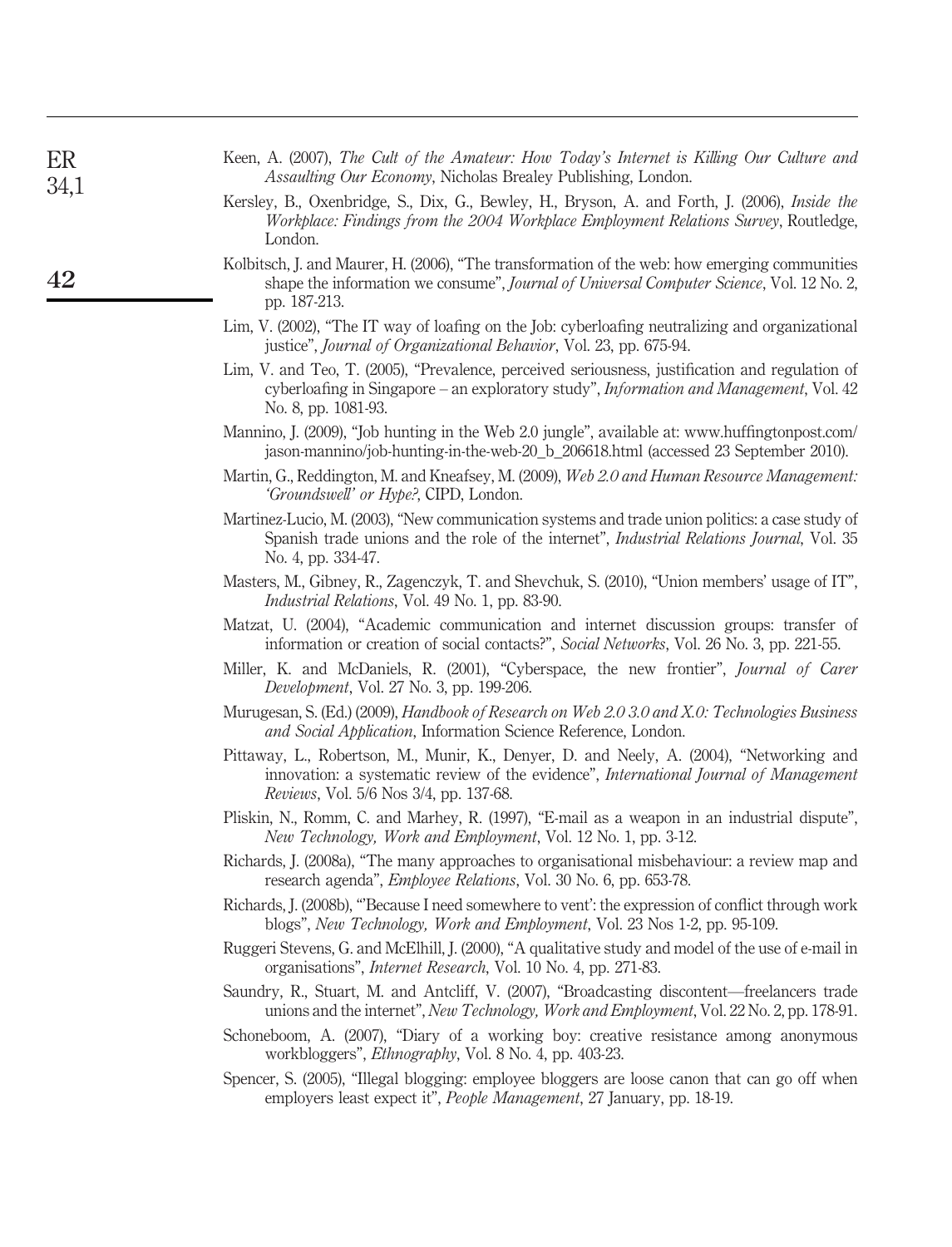Keen, A. (2007), *The Cult of the Amateur: How Today's Internet is Killing Our Culture and Assaulting Our Economy*, Nicholas Brealey Publishing, London.

Kersley, B., Oxenbridge, S., Dix, G., Bewley, H., Bryson, A. and Forth, J. (2006), *Inside the Workplace: Findings from the 2004 Workplace Employment Relations Survey*, Routledge, London.

Kolbitsch, J. and Maurer, H. (2006), "The transformation of the web: how emerging communities shape the information we consume", *Journal of Universal Computer Science*, Vol. 12 No. 2, pp. 187-213.

Lim, V. (2002), "The IT way of loafing on the Job: cyberloafing neutralizing and organizational justice", *Journal of Organizational Behavior*, Vol. 23, pp. 675-94.

Lim, V. and Teo, T. (2005), "Prevalence, perceived seriousness, justification and regulation of cyberloafing in Singapore – an exploratory study", *Information and Management*, Vol. 42 No. 8, pp. 1081-93.

Mannino, J. (2009), "Job hunting in the Web 2.0 jungle", available at: www.huffingtonpost.com/jason-mannino/job-hunting-in-the-web-20_b_206618.html (accessed 23 September 2010).

Martin, G., Reddington, M. and Kneafsey, M. (2009), *Web 2.0 and Human Resource Management: 'Groundswell' or Hype?*, CIPD, London.

Martinez-Lucio, M. (2003), "New communication systems and trade union politics: a case study of Spanish trade unions and the role of the internet", *Industrial Relations Journal*, Vol. 35 No. 4, pp. 334-47.

Masters, M., Gibney, R., Zagenczyk, T. and Shevchuk, S. (2010), "Union members' usage of IT", *Industrial Relations*, Vol. 49 No. 1, pp. 83-90.

Matzat, U. (2004), "Academic communication and internet discussion groups: transfer of information or creation of social contacts?", *Social Networks*, Vol. 26 No. 3, pp. 221-55.

Miller, K. and McDaniels, R. (2001), "Cyberspace, the new frontier", *Journal of Carer Development*, Vol. 27 No. 3, pp. 199-206.

Murugesan, S. (Ed.) (2009), *Handbook of Research on Web 2.0 3.0 and X.0: Technologies Business and Social Application*, Information Science Reference, London.

Pittaway, L., Robertson, M., Munir, K., Denyer, D. and Neely, A. (2004), "Networking and innovation: a systematic review of the evidence", *International Journal of Management Reviews*, Vol. 5/6 Nos 3/4, pp. 137-68.

Pliskin, N., Romm, C. and Marhey, R. (1997), "E-mail as a weapon in an industrial dispute", *New Technology, Work and Employment*, Vol. 12 No. 1, pp. 3-12.

Richards, J. (2008a), "The many approaches to organisational misbehaviour: a review map and research agenda", *Employee Relations*, Vol. 30 No. 6, pp. 653-78.

Richards, J. (2008b), "'Because I need somewhere to vent': the expression of conflict through work blogs", *New Technology, Work and Employment*, Vol. 23 Nos 1-2, pp. 95-109.

Ruggeri Stevens, G. and McElhill, J. (2000), "A qualitative study and model of the use of e-mail in organisations", *Internet Research*, Vol. 10 No. 4, pp. 271-83.

Saundry, R., Stuart, M. and Antcliff, V. (2007), "Broadcasting discontent—freelancers trade unions and the internet", *New Technology, Work and Employment*, Vol. 22 No. 2, pp. 178-91.

Schoneboom, A. (2007), "Diary of a working boy: creative resistance among anonymous workbloggers", *Ethnography*, Vol. 8 No. 4, pp. 403-23.

Spencer, S. (2005), "Illegal blogging: employee bloggers are loose canon that can go off when employers least expect it", *People Management*, 27 January, pp. 18-19.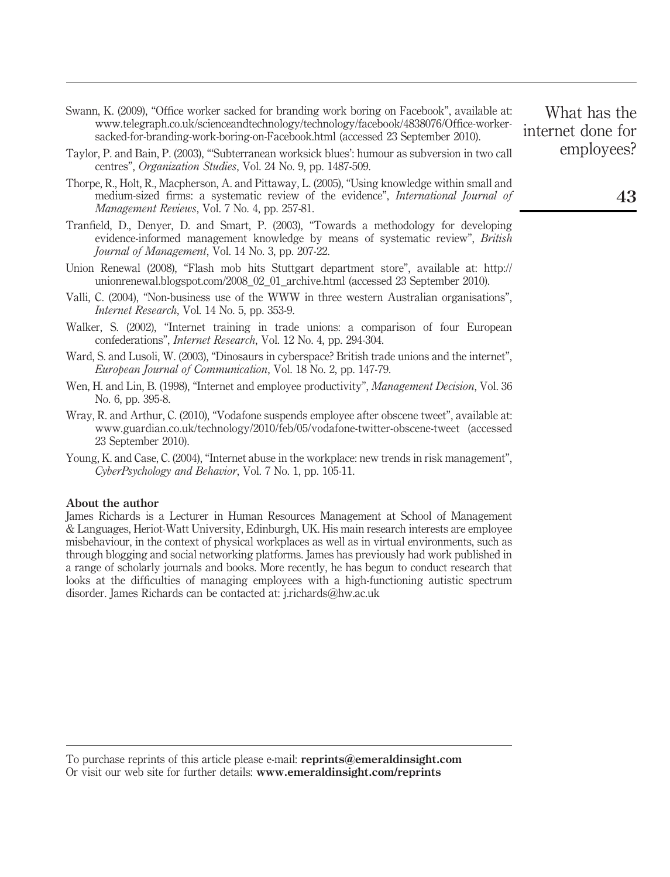Swann, K. (2009), "Office worker sacked for branding work boring on Facebook", available at: www.telegraph.co.uk/scienceandtechnology/technology/facebook/4838076/Office-worker-sacked-for-branding-work-boring-on-Facebook.html (accessed 23 September 2010).

Taylor, P. and Bain, P. (2003), "'Subterranean worksick blues': humour as subversion in two call centres", *Organization Studies*, Vol. 24 No. 9, pp. 1487-509.

Thorpe, R., Holt, R., Macpherson, A. and Pittaway, L. (2005), "Using knowledge within small and medium-sized firms: a systematic review of the evidence", *International Journal of Management Reviews*, Vol. 7 No. 4, pp. 257-81.

Tranfield, D., Denyer, D. and Smart, P. (2003), "Towards a methodology for developing evidence-informed management knowledge by means of systematic review", *British Journal of Management*, Vol. 14 No. 3, pp. 207-22.

Union Renewal (2008), "Flash mob hits Stuttgart department store", available at: http://unionrenewal.blogspot.com/2008_02_01_archive.html (accessed 23 September 2010).

Valli, C. (2004), "Non-business use of the WWW in three western Australian organisations", *Internet Research*, Vol. 14 No. 5, pp. 353-9.

Walker, S. (2002), "Internet training in trade unions: a comparison of four European confederations", *Internet Research*, Vol. 12 No. 4, pp. 294-304.

Ward, S. and Lusoli, W. (2003), "Dinosaurs in cyberspace? British trade unions and the internet", *European Journal of Communication*, Vol. 18 No. 2, pp. 147-79.

Wen, H. and Lin, B. (1998), "Internet and employee productivity", *Management Decision*, Vol. 36 No. 6, pp. 395-8.

Wray, R. and Arthur, C. (2010), "Vodafone suspends employee after obscene tweet", available at: www.guardian.co.uk/technology/2010/feb/05/vodafone-twitter-obscene-tweet (accessed 23 September 2010).

Young, K. and Case, C. (2004), "Internet abuse in the workplace: new trends in risk management", *CyberPsychology and Behavior*, Vol. 7 No. 1, pp. 105-11.

**About the author**

James Richards is a Lecturer in Human Resources Management at School of Management & Languages, Heriot-Watt University, Edinburgh, UK. His main research interests are employee misbehaviour, in the context of physical workplaces as well as in virtual environments, such as through blogging and social networking platforms. James has previously had work published in a range of scholarly journals and books. More recently, he has begun to conduct research that looks at the difficulties of managing employees with a high-functioning autistic spectrum disorder. James Richards can be contacted at: j.richards@hw.ac.uk

To purchase reprints of this article please e-mail: **reprints@emeraldinsight.com**
Or visit our web site for further details: **www.emeraldinsight.com/reprints**